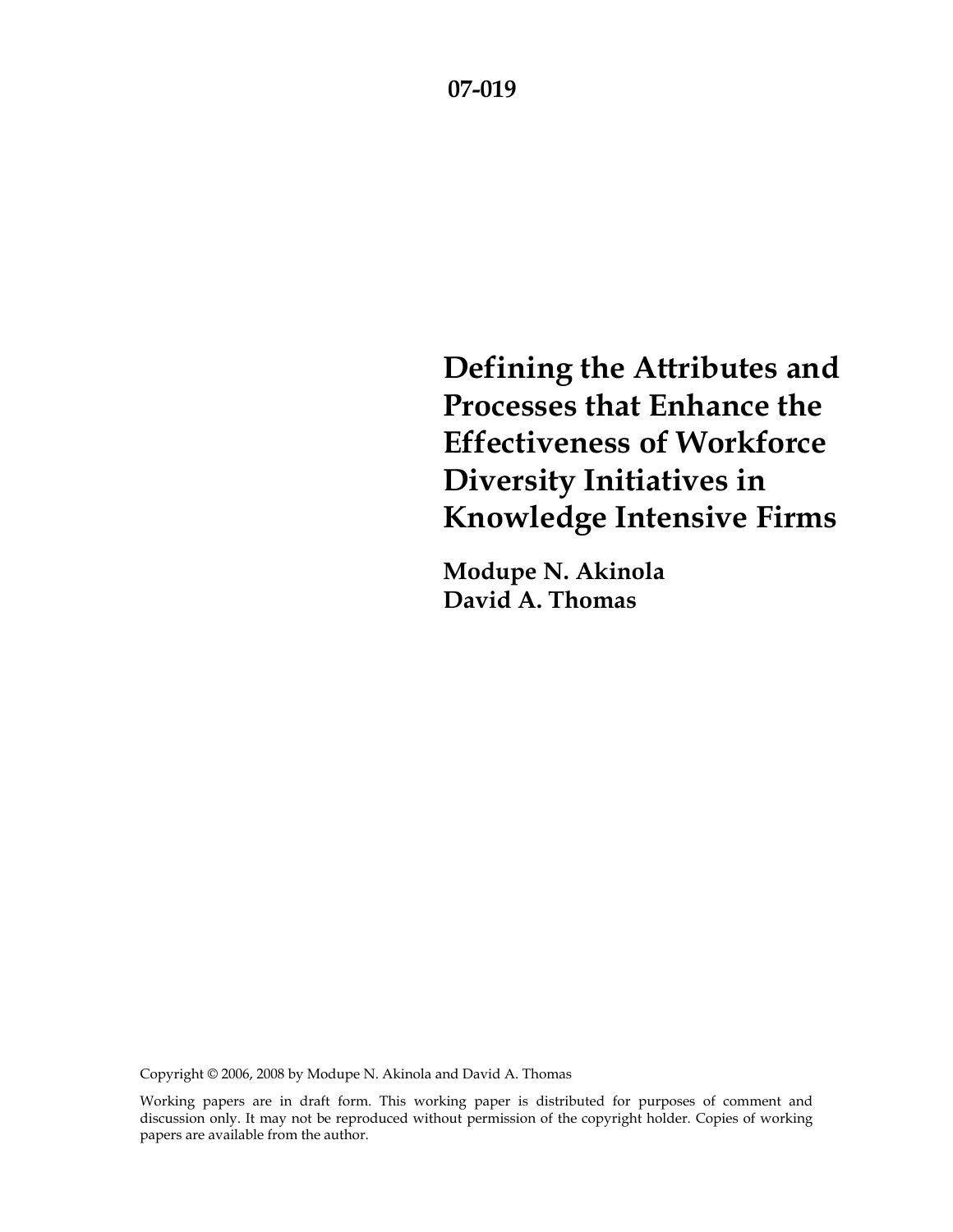07-019

# Defining the Attributes and Processes that Enhance the Effectiveness of Workforce Diversity Initiatives in Knowledge Intensive Firms

**Modupe N. Akinola**
**David A. Thomas**

Copyright © 2006, 2008 by Modupe N. Akinola and David A. Thomas

Working papers are in draft form. This working paper is distributed for purposes of comment and discussion only. It may not be reproduced without permission of the copyright holder. Copies of working papers are available from the author.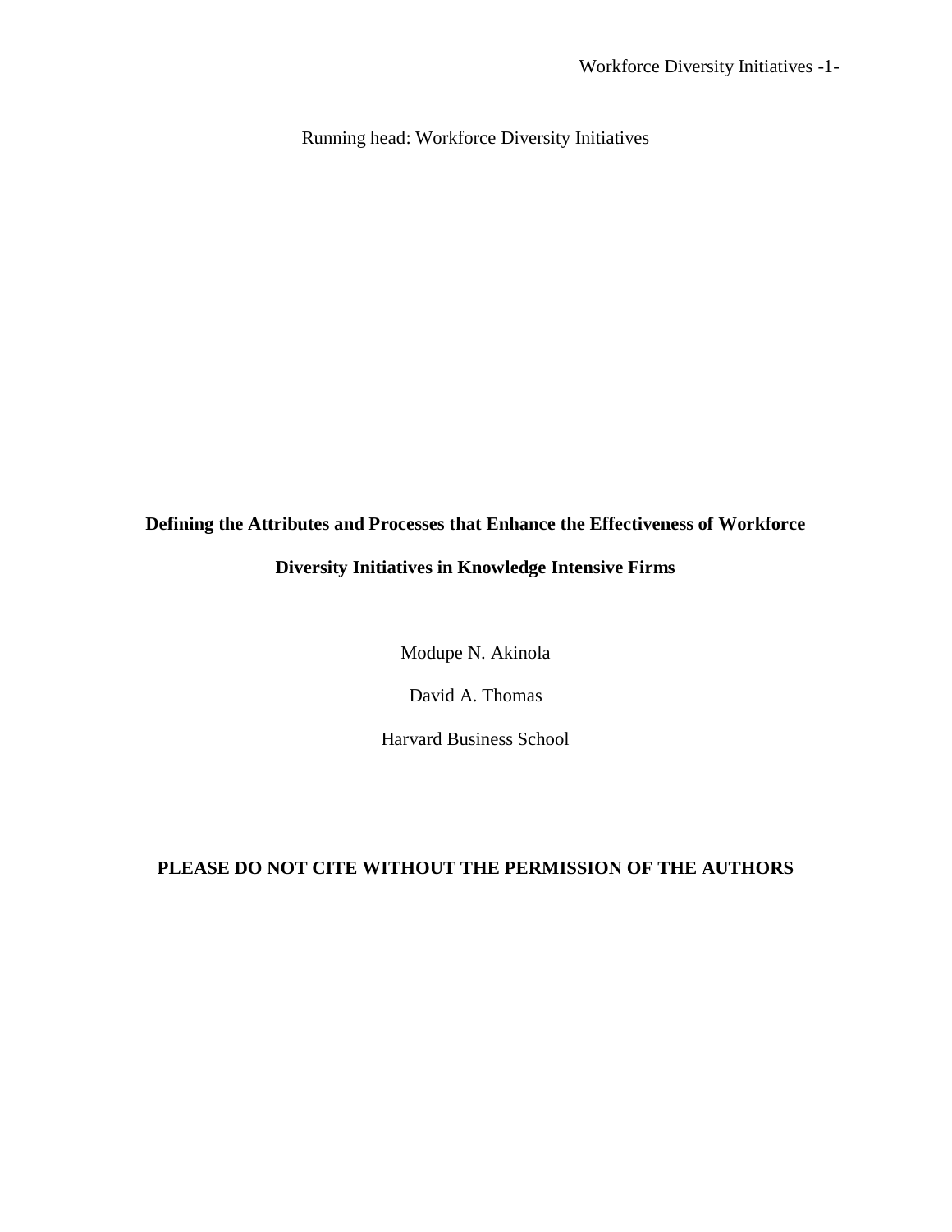Running head: Workforce Diversity Initiatives

**Defining the Attributes and Processes that Enhance the Effectiveness of Workforce Diversity Initiatives in Knowledge Intensive Firms**

Modupe N. Akinola

David A. Thomas

Harvard Business School

**PLEASE DO NOT CITE WITHOUT THE PERMISSION OF THE AUTHORS**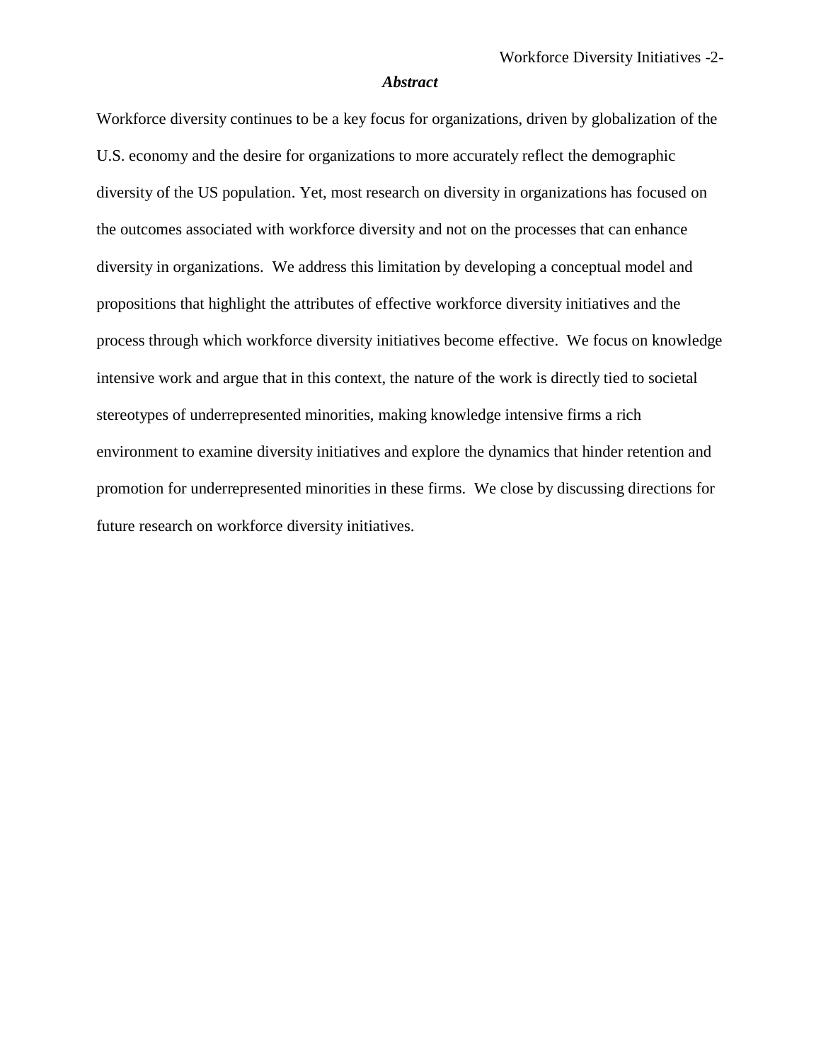## *Abstract*

Workforce diversity continues to be a key focus for organizations, driven by globalization of the U.S. economy and the desire for organizations to more accurately reflect the demographic diversity of the US population. Yet, most research on diversity in organizations has focused on the outcomes associated with workforce diversity and not on the processes that can enhance diversity in organizations. We address this limitation by developing a conceptual model and propositions that highlight the attributes of effective workforce diversity initiatives and the process through which workforce diversity initiatives become effective. We focus on knowledge intensive work and argue that in this context, the nature of the work is directly tied to societal stereotypes of underrepresented minorities, making knowledge intensive firms a rich environment to examine diversity initiatives and explore the dynamics that hinder retention and promotion for underrepresented minorities in these firms. We close by discussing directions for future research on workforce diversity initiatives.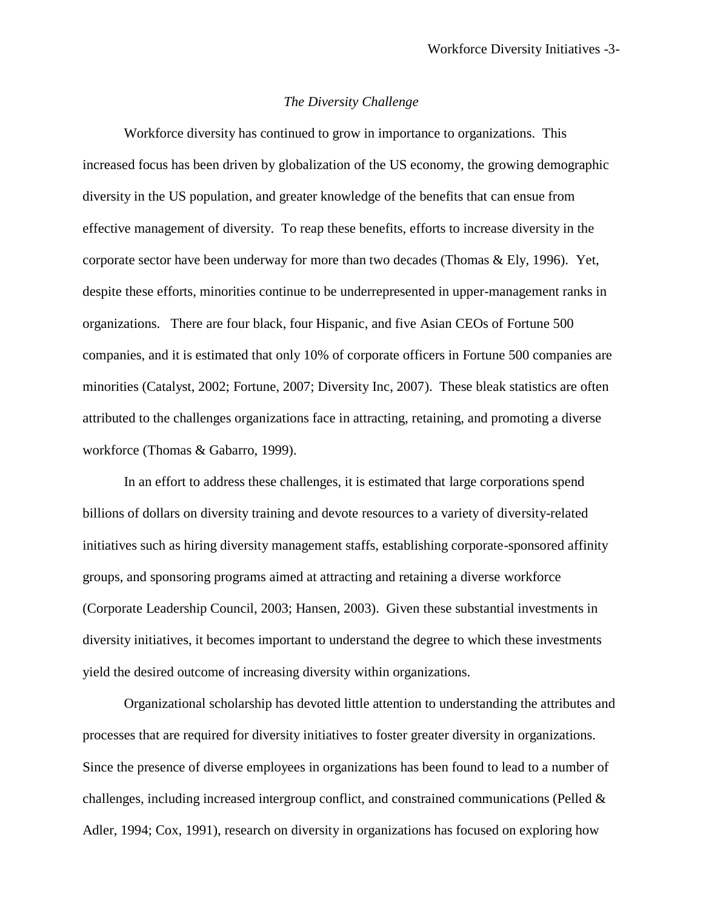*The Diversity Challenge*

Workforce diversity has continued to grow in importance to organizations. This increased focus has been driven by globalization of the US economy, the growing demographic diversity in the US population, and greater knowledge of the benefits that can ensue from effective management of diversity. To reap these benefits, efforts to increase diversity in the corporate sector have been underway for more than two decades (Thomas & Ely, 1996). Yet, despite these efforts, minorities continue to be underrepresented in upper-management ranks in organizations. There are four black, four Hispanic, and five Asian CEOs of Fortune 500 companies, and it is estimated that only 10% of corporate officers in Fortune 500 companies are minorities (Catalyst, 2002; Fortune, 2007; Diversity Inc, 2007). These bleak statistics are often attributed to the challenges organizations face in attracting, retaining, and promoting a diverse workforce (Thomas & Gabarro, 1999).

In an effort to address these challenges, it is estimated that large corporations spend billions of dollars on diversity training and devote resources to a variety of diversity-related initiatives such as hiring diversity management staffs, establishing corporate-sponsored affinity groups, and sponsoring programs aimed at attracting and retaining a diverse workforce (Corporate Leadership Council, 2003; Hansen, 2003). Given these substantial investments in diversity initiatives, it becomes important to understand the degree to which these investments yield the desired outcome of increasing diversity within organizations.

Organizational scholarship has devoted little attention to understanding the attributes and processes that are required for diversity initiatives to foster greater diversity in organizations. Since the presence of diverse employees in organizations has been found to lead to a number of challenges, including increased intergroup conflict, and constrained communications (Pelled & Adler, 1994; Cox, 1991), research on diversity in organizations has focused on exploring how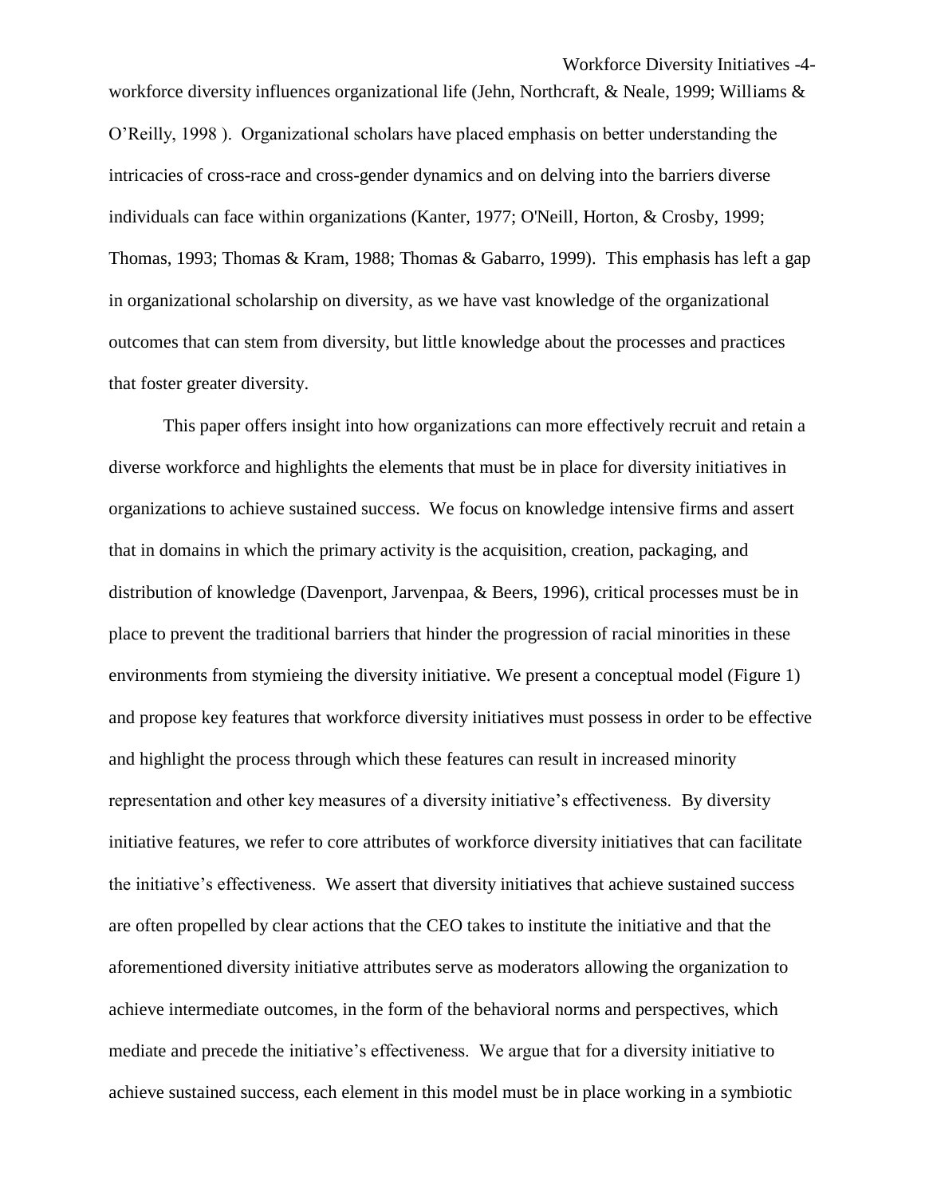workforce diversity influences organizational life (Jehn, Northcraft, & Neale, 1999; Williams & O'Reilly, 1998 ). Organizational scholars have placed emphasis on better understanding the intricacies of cross-race and cross-gender dynamics and on delving into the barriers diverse individuals can face within organizations (Kanter, 1977; O'Neill, Horton, & Crosby, 1999; Thomas, 1993; Thomas & Kram, 1988; Thomas & Gabarro, 1999). This emphasis has left a gap in organizational scholarship on diversity, as we have vast knowledge of the organizational outcomes that can stem from diversity, but little knowledge about the processes and practices that foster greater diversity.

This paper offers insight into how organizations can more effectively recruit and retain a diverse workforce and highlights the elements that must be in place for diversity initiatives in organizations to achieve sustained success. We focus on knowledge intensive firms and assert that in domains in which the primary activity is the acquisition, creation, packaging, and distribution of knowledge (Davenport, Jarvenpaa, & Beers, 1996), critical processes must be in place to prevent the traditional barriers that hinder the progression of racial minorities in these environments from stymieing the diversity initiative. We present a conceptual model (Figure 1) and propose key features that workforce diversity initiatives must possess in order to be effective and highlight the process through which these features can result in increased minority representation and other key measures of a diversity initiative's effectiveness. By diversity initiative features, we refer to core attributes of workforce diversity initiatives that can facilitate the initiative's effectiveness. We assert that diversity initiatives that achieve sustained success are often propelled by clear actions that the CEO takes to institute the initiative and that the aforementioned diversity initiative attributes serve as moderators allowing the organization to achieve intermediate outcomes, in the form of the behavioral norms and perspectives, which mediate and precede the initiative's effectiveness. We argue that for a diversity initiative to achieve sustained success, each element in this model must be in place working in a symbiotic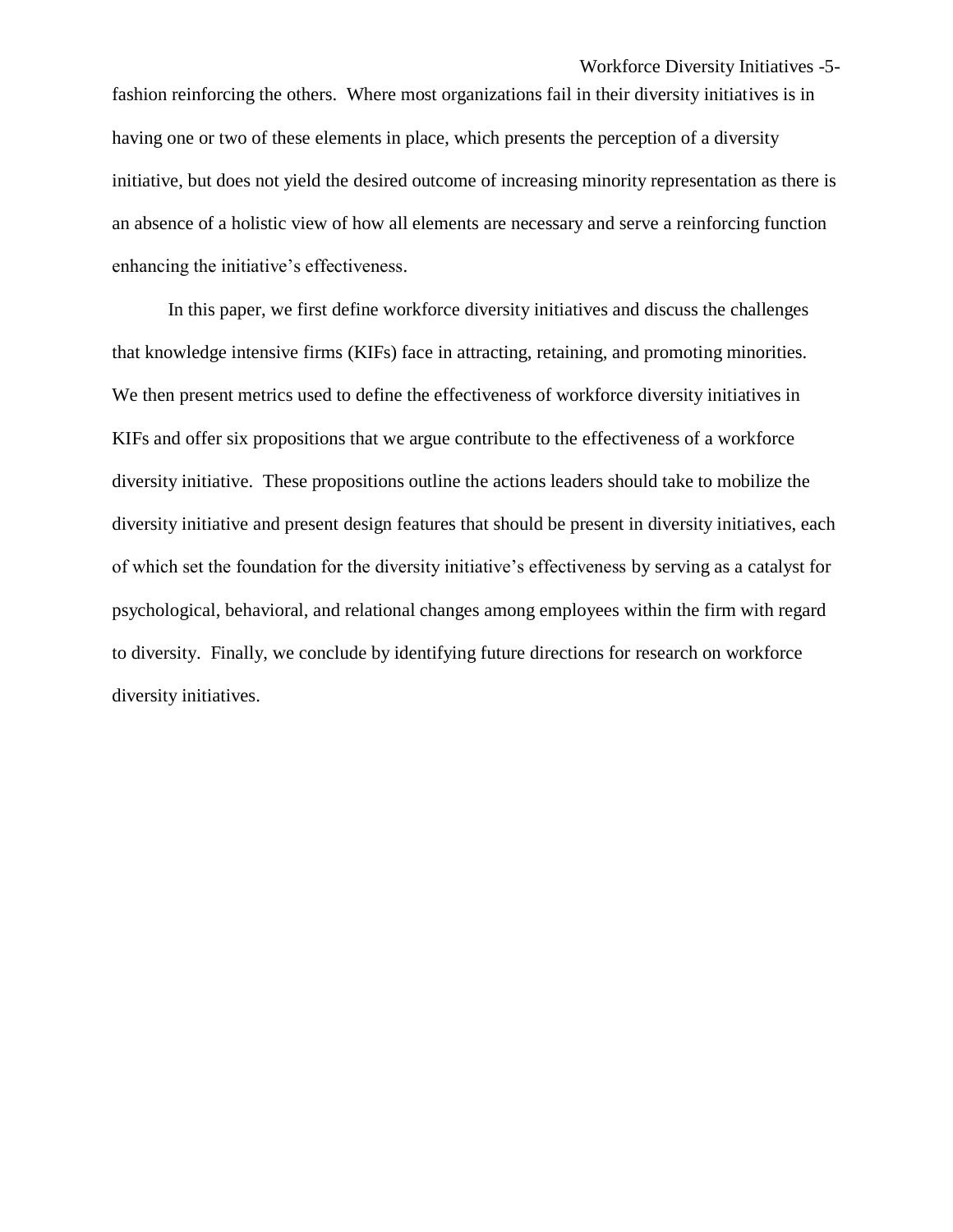fashion reinforcing the others. Where most organizations fail in their diversity initiatives is in having one or two of these elements in place, which presents the perception of a diversity initiative, but does not yield the desired outcome of increasing minority representation as there is an absence of a holistic view of how all elements are necessary and serve a reinforcing function enhancing the initiative's effectiveness.

In this paper, we first define workforce diversity initiatives and discuss the challenges that knowledge intensive firms (KIFs) face in attracting, retaining, and promoting minorities. We then present metrics used to define the effectiveness of workforce diversity initiatives in KIFs and offer six propositions that we argue contribute to the effectiveness of a workforce diversity initiative. These propositions outline the actions leaders should take to mobilize the diversity initiative and present design features that should be present in diversity initiatives, each of which set the foundation for the diversity initiative's effectiveness by serving as a catalyst for psychological, behavioral, and relational changes among employees within the firm with regard to diversity. Finally, we conclude by identifying future directions for research on workforce diversity initiatives.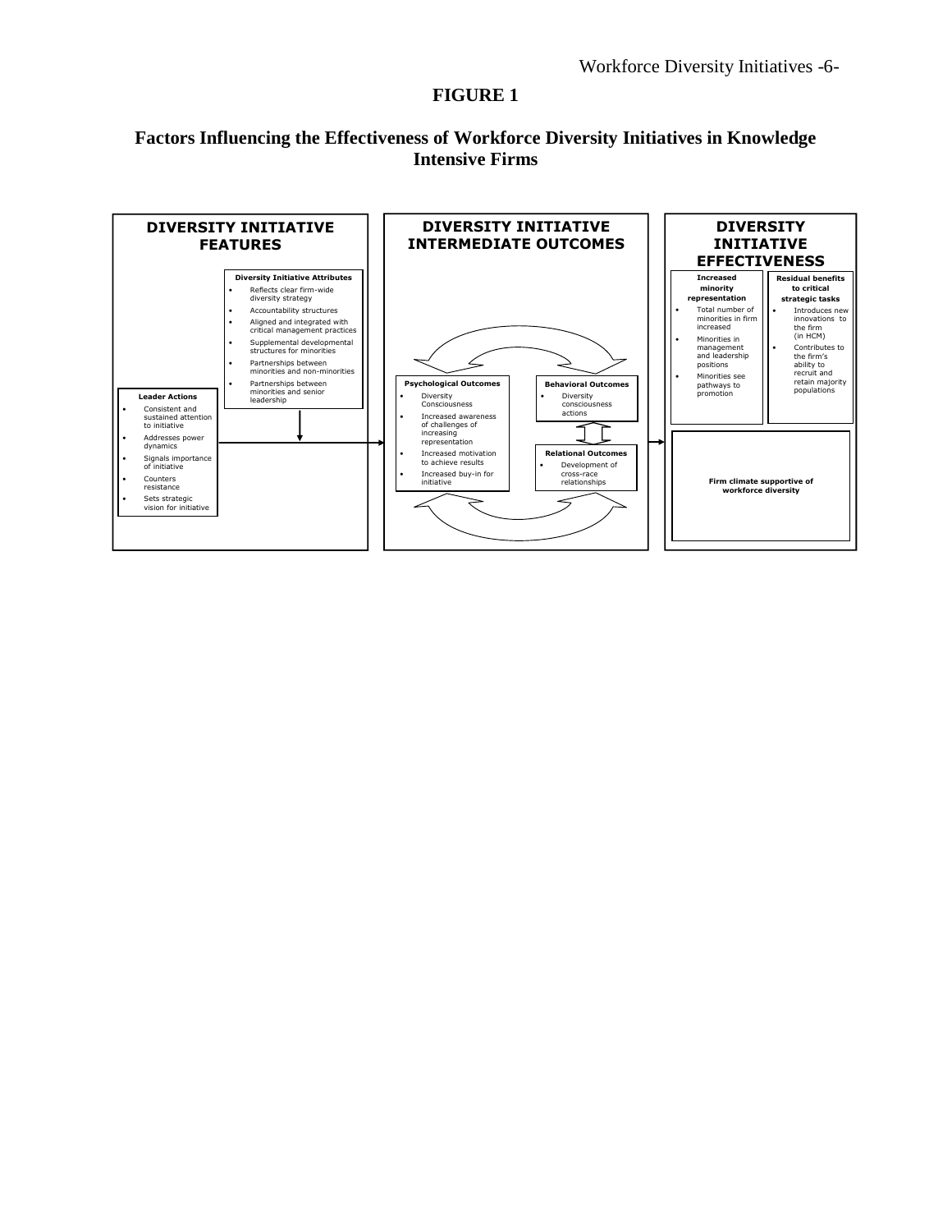**FIGURE 1**

**Factors Influencing the Effectiveness of Workforce Diversity Initiatives in Knowledge Intensive Firms**

**DIVERSITY INITIATIVE FEATURES**

**Diversity Initiative Attributes**

- Reflects clear firm-wide diversity strategy
- Accountability structures
- Aligned and integrated with critical management practices
- Supplemental developmental structures for minorities
- Partnerships between minorities and non-minorities
- Partnerships between minorities and senior leadership

**Leader Actions**

- Consistent and sustained attention to initiative
- Addresses power dynamics
- Signals importance of initiative
- Counters resistance
- Sets strategic vision for initiative

**DIVERSITY INITIATIVE INTERMEDIATE OUTCOMES**

**Psychological Outcomes**

- Diversity Consciousness
- Increased awareness of challenges of increasing representation
- Increased motivation to achieve results
- Increased buy-in for initiative

**Behavioral Outcomes**

- Diversity consciousness actions

**Relational Outcomes**

- Development of cross-race relationships

**DIVERSITY INITIATIVE EFFECTIVENESS**

**Increased minority representation**

- Total number of minorities in firm increased
- Minorities in management and leadership positions
- Minorities see pathways to promotion

**Residual benefits to critical strategic tasks**

- Introduces new innovations to the firm (in HCM)
- Contributes to the firm's ability to recruit and retain majority populations

**Firm climate supportive of workforce diversity**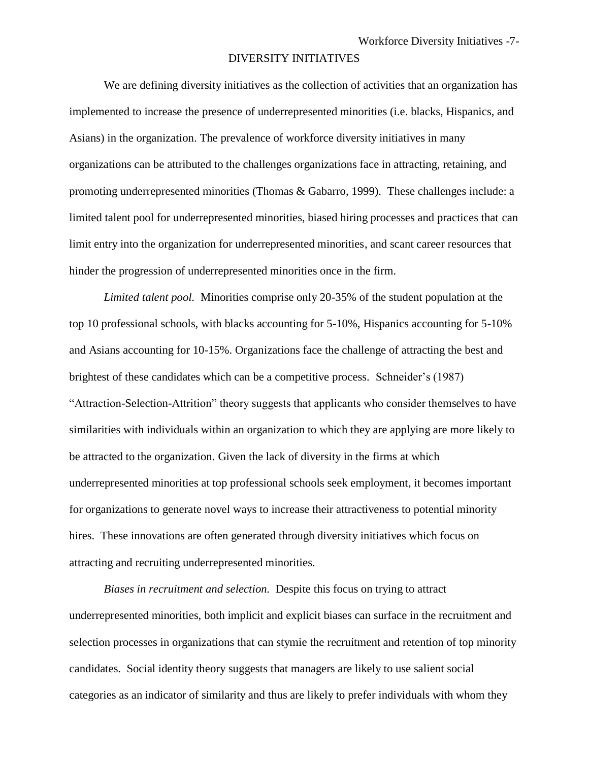## DIVERSITY INITIATIVES

We are defining diversity initiatives as the collection of activities that an organization has implemented to increase the presence of underrepresented minorities (i.e. blacks, Hispanics, and Asians) in the organization. The prevalence of workforce diversity initiatives in many organizations can be attributed to the challenges organizations face in attracting, retaining, and promoting underrepresented minorities (Thomas & Gabarro, 1999). These challenges include: a limited talent pool for underrepresented minorities, biased hiring processes and practices that can limit entry into the organization for underrepresented minorities, and scant career resources that hinder the progression of underrepresented minorities once in the firm.

*Limited talent pool.* Minorities comprise only 20-35% of the student population at the top 10 professional schools, with blacks accounting for 5-10%, Hispanics accounting for 5-10% and Asians accounting for 10-15%. Organizations face the challenge of attracting the best and brightest of these candidates which can be a competitive process. Schneider's (1987) "Attraction-Selection-Attrition" theory suggests that applicants who consider themselves to have similarities with individuals within an organization to which they are applying are more likely to be attracted to the organization. Given the lack of diversity in the firms at which underrepresented minorities at top professional schools seek employment, it becomes important for organizations to generate novel ways to increase their attractiveness to potential minority hires. These innovations are often generated through diversity initiatives which focus on attracting and recruiting underrepresented minorities.

*Biases in recruitment and selection.* Despite this focus on trying to attract underrepresented minorities, both implicit and explicit biases can surface in the recruitment and selection processes in organizations that can stymie the recruitment and retention of top minority candidates. Social identity theory suggests that managers are likely to use salient social categories as an indicator of similarity and thus are likely to prefer individuals with whom they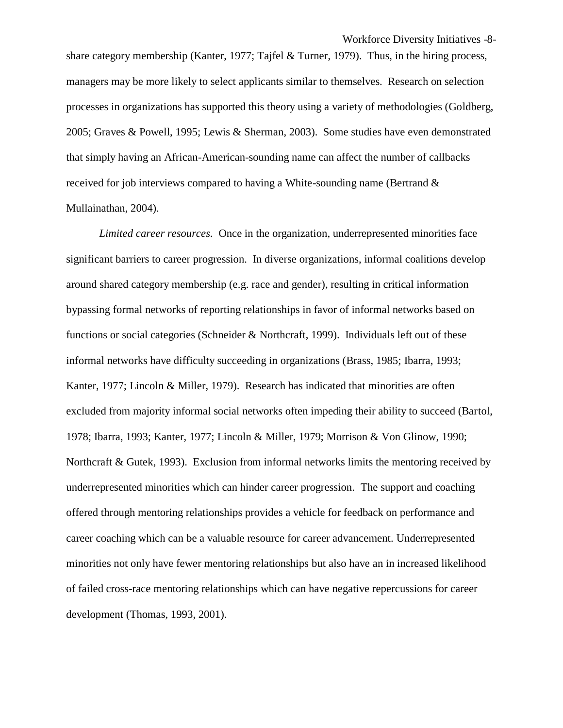share category membership (Kanter, 1977; Tajfel & Turner, 1979). Thus, in the hiring process, managers may be more likely to select applicants similar to themselves. Research on selection processes in organizations has supported this theory using a variety of methodologies (Goldberg, 2005; Graves & Powell, 1995; Lewis & Sherman, 2003). Some studies have even demonstrated that simply having an African-American-sounding name can affect the number of callbacks received for job interviews compared to having a White-sounding name (Bertrand & Mullainathan, 2004).

*Limited career resources.* Once in the organization, underrepresented minorities face significant barriers to career progression. In diverse organizations, informal coalitions develop around shared category membership (e.g. race and gender), resulting in critical information bypassing formal networks of reporting relationships in favor of informal networks based on functions or social categories (Schneider & Northcraft, 1999). Individuals left out of these informal networks have difficulty succeeding in organizations (Brass, 1985; Ibarra, 1993; Kanter, 1977; Lincoln & Miller, 1979). Research has indicated that minorities are often excluded from majority informal social networks often impeding their ability to succeed (Bartol, 1978; Ibarra, 1993; Kanter, 1977; Lincoln & Miller, 1979; Morrison & Von Glinow, 1990; Northcraft & Gutek, 1993). Exclusion from informal networks limits the mentoring received by underrepresented minorities which can hinder career progression. The support and coaching offered through mentoring relationships provides a vehicle for feedback on performance and career coaching which can be a valuable resource for career advancement. Underrepresented minorities not only have fewer mentoring relationships but also have an in increased likelihood of failed cross-race mentoring relationships which can have negative repercussions for career development (Thomas, 1993, 2001).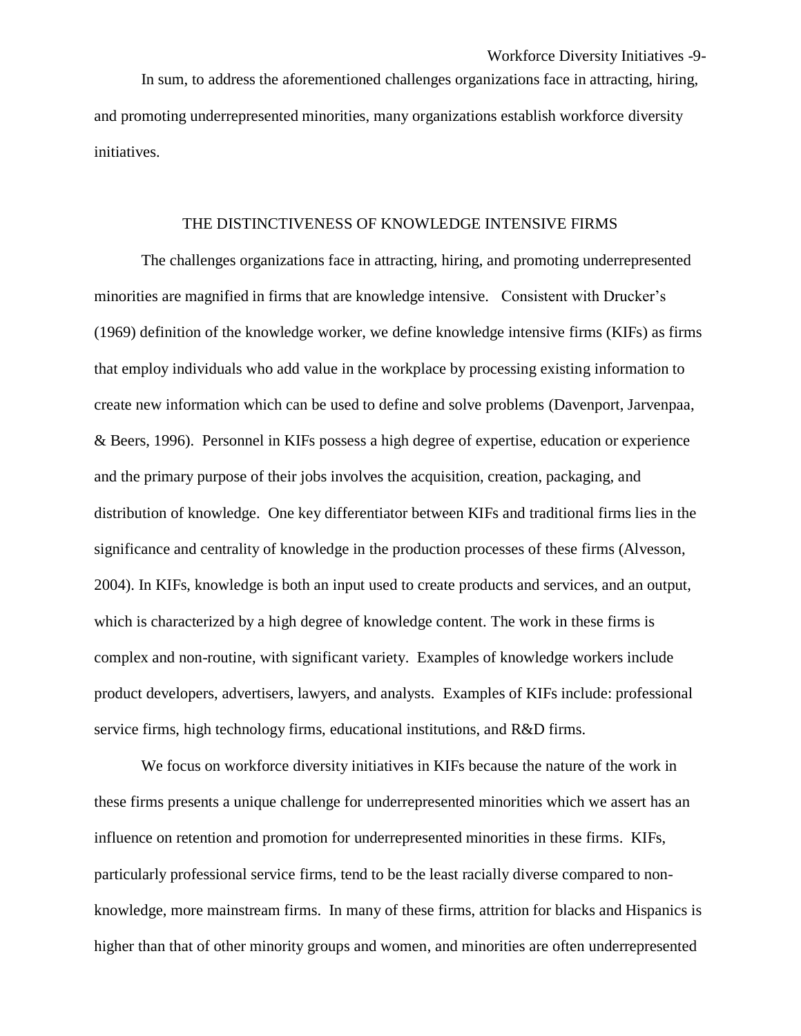In sum, to address the aforementioned challenges organizations face in attracting, hiring, and promoting underrepresented minorities, many organizations establish workforce diversity initiatives.

## THE DISTINCTIVENESS OF KNOWLEDGE INTENSIVE FIRMS

The challenges organizations face in attracting, hiring, and promoting underrepresented minorities are magnified in firms that are knowledge intensive. Consistent with Drucker's (1969) definition of the knowledge worker, we define knowledge intensive firms (KIFs) as firms that employ individuals who add value in the workplace by processing existing information to create new information which can be used to define and solve problems (Davenport, Jarvenpaa, & Beers, 1996). Personnel in KIFs possess a high degree of expertise, education or experience and the primary purpose of their jobs involves the acquisition, creation, packaging, and distribution of knowledge. One key differentiator between KIFs and traditional firms lies in the significance and centrality of knowledge in the production processes of these firms (Alvesson, 2004). In KIFs, knowledge is both an input used to create products and services, and an output, which is characterized by a high degree of knowledge content. The work in these firms is complex and non-routine, with significant variety. Examples of knowledge workers include product developers, advertisers, lawyers, and analysts. Examples of KIFs include: professional service firms, high technology firms, educational institutions, and R&D firms.

We focus on workforce diversity initiatives in KIFs because the nature of the work in these firms presents a unique challenge for underrepresented minorities which we assert has an influence on retention and promotion for underrepresented minorities in these firms. KIFs, particularly professional service firms, tend to be the least racially diverse compared to non-knowledge, more mainstream firms. In many of these firms, attrition for blacks and Hispanics is higher than that of other minority groups and women, and minorities are often underrepresented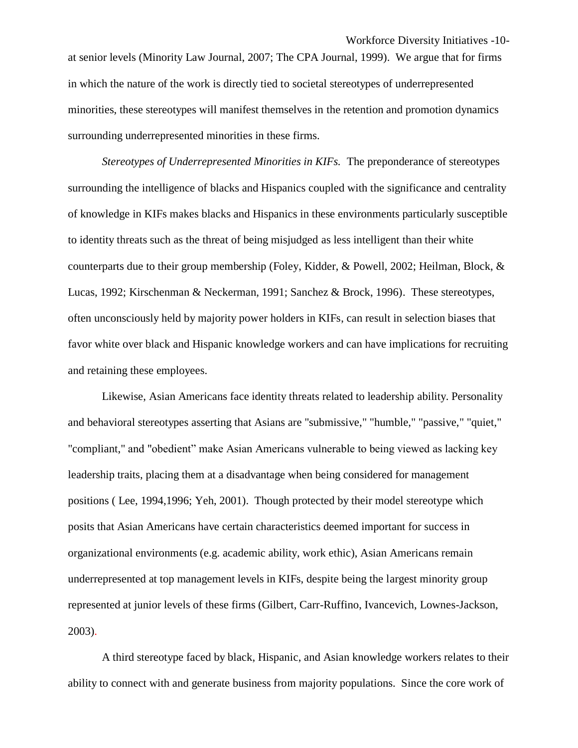at senior levels (Minority Law Journal, 2007; The CPA Journal, 1999). We argue that for firms in which the nature of the work is directly tied to societal stereotypes of underrepresented minorities, these stereotypes will manifest themselves in the retention and promotion dynamics surrounding underrepresented minorities in these firms.

*Stereotypes of Underrepresented Minorities in KIFs.* The preponderance of stereotypes surrounding the intelligence of blacks and Hispanics coupled with the significance and centrality of knowledge in KIFs makes blacks and Hispanics in these environments particularly susceptible to identity threats such as the threat of being misjudged as less intelligent than their white counterparts due to their group membership (Foley, Kidder, & Powell, 2002; Heilman, Block, & Lucas, 1992; Kirschenman & Neckerman, 1991; Sanchez & Brock, 1996). These stereotypes, often unconsciously held by majority power holders in KIFs, can result in selection biases that favor white over black and Hispanic knowledge workers and can have implications for recruiting and retaining these employees.

Likewise, Asian Americans face identity threats related to leadership ability. Personality and behavioral stereotypes asserting that Asians are "submissive," "humble," "passive," "quiet," "compliant," and "obedient" make Asian Americans vulnerable to being viewed as lacking key leadership traits, placing them at a disadvantage when being considered for management positions ( Lee, 1994,1996; Yeh, 2001). Though protected by their model stereotype which posits that Asian Americans have certain characteristics deemed important for success in organizational environments (e.g. academic ability, work ethic), Asian Americans remain underrepresented at top management levels in KIFs, despite being the largest minority group represented at junior levels of these firms (Gilbert, Carr-Ruffino, Ivancevich, Lownes-Jackson, 2003).

A third stereotype faced by black, Hispanic, and Asian knowledge workers relates to their ability to connect with and generate business from majority populations. Since the core work of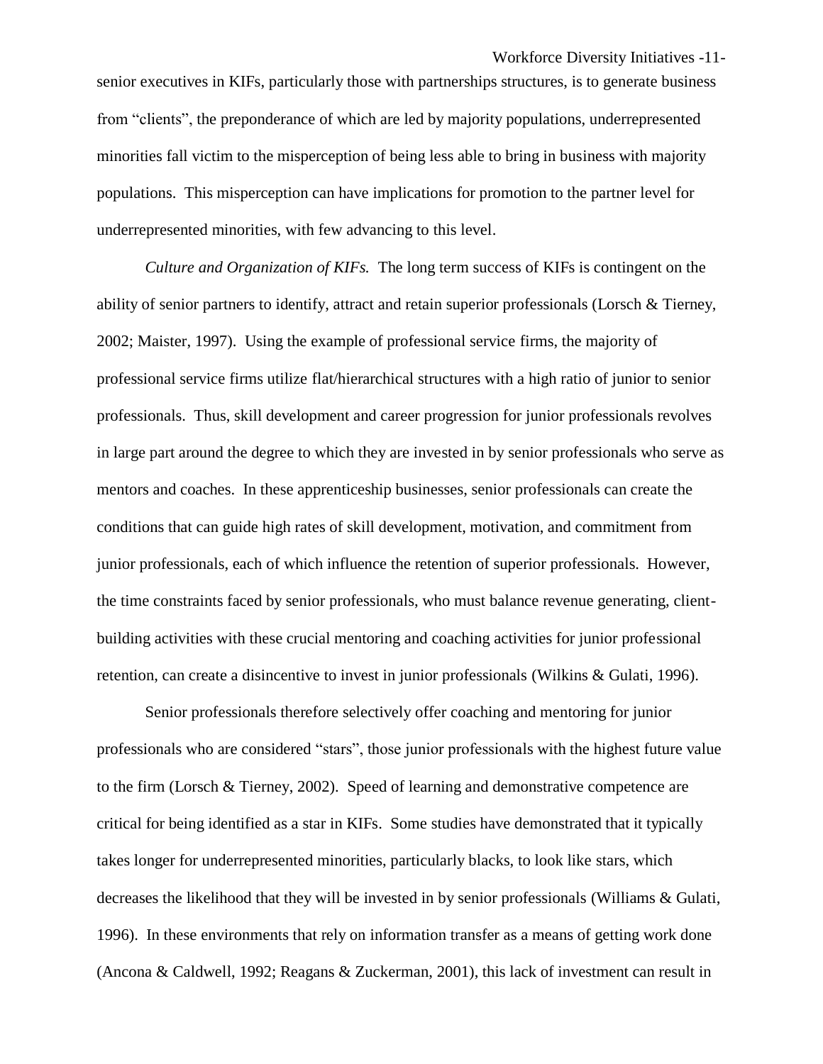senior executives in KIFs, particularly those with partnerships structures, is to generate business from "clients", the preponderance of which are led by majority populations, underrepresented minorities fall victim to the misperception of being less able to bring in business with majority populations. This misperception can have implications for promotion to the partner level for underrepresented minorities, with few advancing to this level.

*Culture and Organization of KIFs.* The long term success of KIFs is contingent on the ability of senior partners to identify, attract and retain superior professionals (Lorsch & Tierney, 2002; Maister, 1997). Using the example of professional service firms, the majority of professional service firms utilize flat/hierarchical structures with a high ratio of junior to senior professionals. Thus, skill development and career progression for junior professionals revolves in large part around the degree to which they are invested in by senior professionals who serve as mentors and coaches. In these apprenticeship businesses, senior professionals can create the conditions that can guide high rates of skill development, motivation, and commitment from junior professionals, each of which influence the retention of superior professionals. However, the time constraints faced by senior professionals, who must balance revenue generating, client-building activities with these crucial mentoring and coaching activities for junior professional retention, can create a disincentive to invest in junior professionals (Wilkins & Gulati, 1996).

Senior professionals therefore selectively offer coaching and mentoring for junior professionals who are considered "stars", those junior professionals with the highest future value to the firm (Lorsch & Tierney, 2002). Speed of learning and demonstrative competence are critical for being identified as a star in KIFs. Some studies have demonstrated that it typically takes longer for underrepresented minorities, particularly blacks, to look like stars, which decreases the likelihood that they will be invested in by senior professionals (Williams & Gulati, 1996). In these environments that rely on information transfer as a means of getting work done (Ancona & Caldwell, 1992; Reagans & Zuckerman, 2001), this lack of investment can result in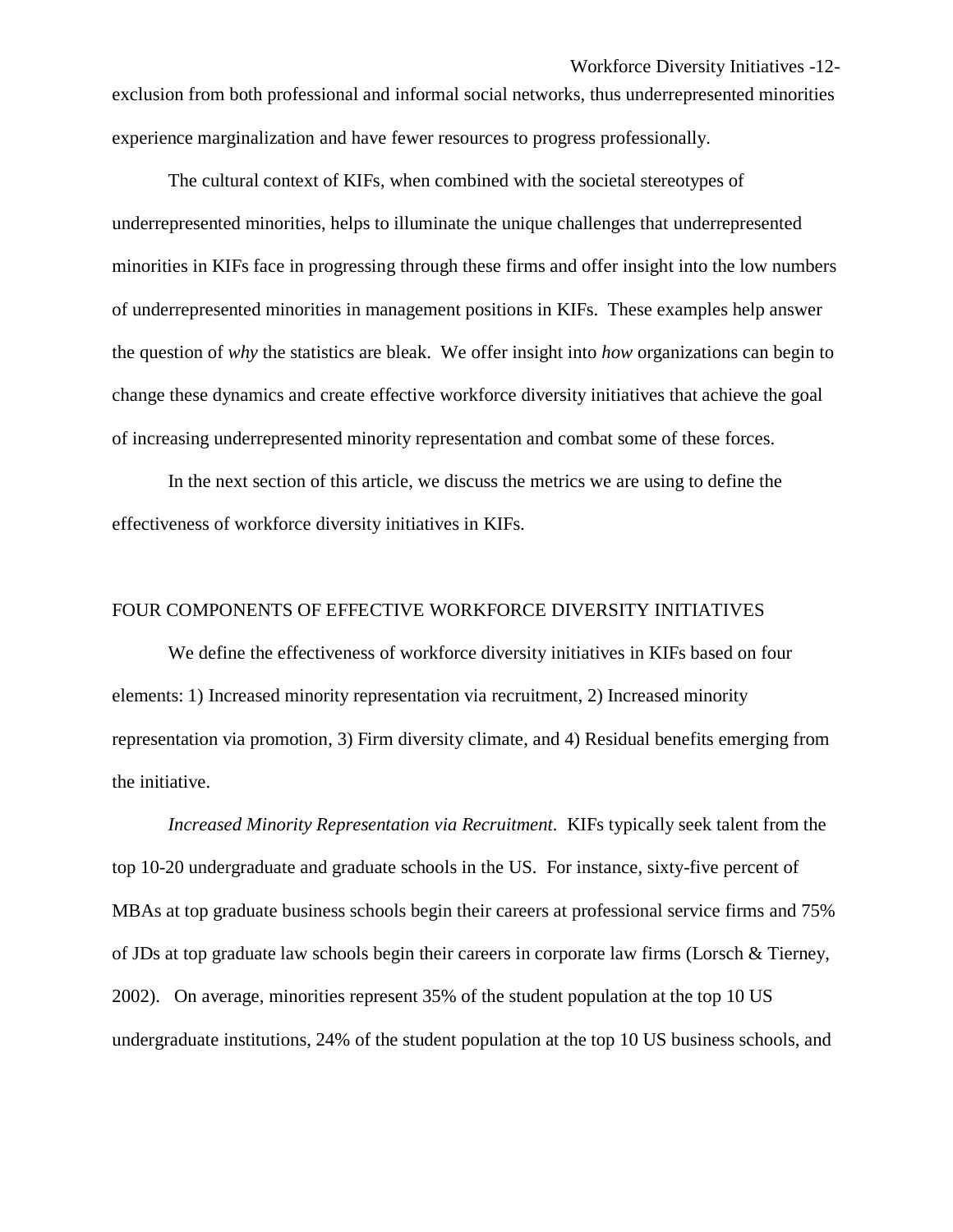exclusion from both professional and informal social networks, thus underrepresented minorities experience marginalization and have fewer resources to progress professionally.

The cultural context of KIFs, when combined with the societal stereotypes of underrepresented minorities, helps to illuminate the unique challenges that underrepresented minorities in KIFs face in progressing through these firms and offer insight into the low numbers of underrepresented minorities in management positions in KIFs. These examples help answer the question of *why* the statistics are bleak. We offer insight into *how* organizations can begin to change these dynamics and create effective workforce diversity initiatives that achieve the goal of increasing underrepresented minority representation and combat some of these forces.

In the next section of this article, we discuss the metrics we are using to define the effectiveness of workforce diversity initiatives in KIFs.

## FOUR COMPONENTS OF EFFECTIVE WORKFORCE DIVERSITY INITIATIVES

We define the effectiveness of workforce diversity initiatives in KIFs based on four elements: 1) Increased minority representation via recruitment, 2) Increased minority representation via promotion, 3) Firm diversity climate, and 4) Residual benefits emerging from the initiative.

*Increased Minority Representation via Recruitment*. KIFs typically seek talent from the top 10-20 undergraduate and graduate schools in the US. For instance, sixty-five percent of MBAs at top graduate business schools begin their careers at professional service firms and 75% of JDs at top graduate law schools begin their careers in corporate law firms (Lorsch & Tierney, 2002). On average, minorities represent 35% of the student population at the top 10 US undergraduate institutions, 24% of the student population at the top 10 US business schools, and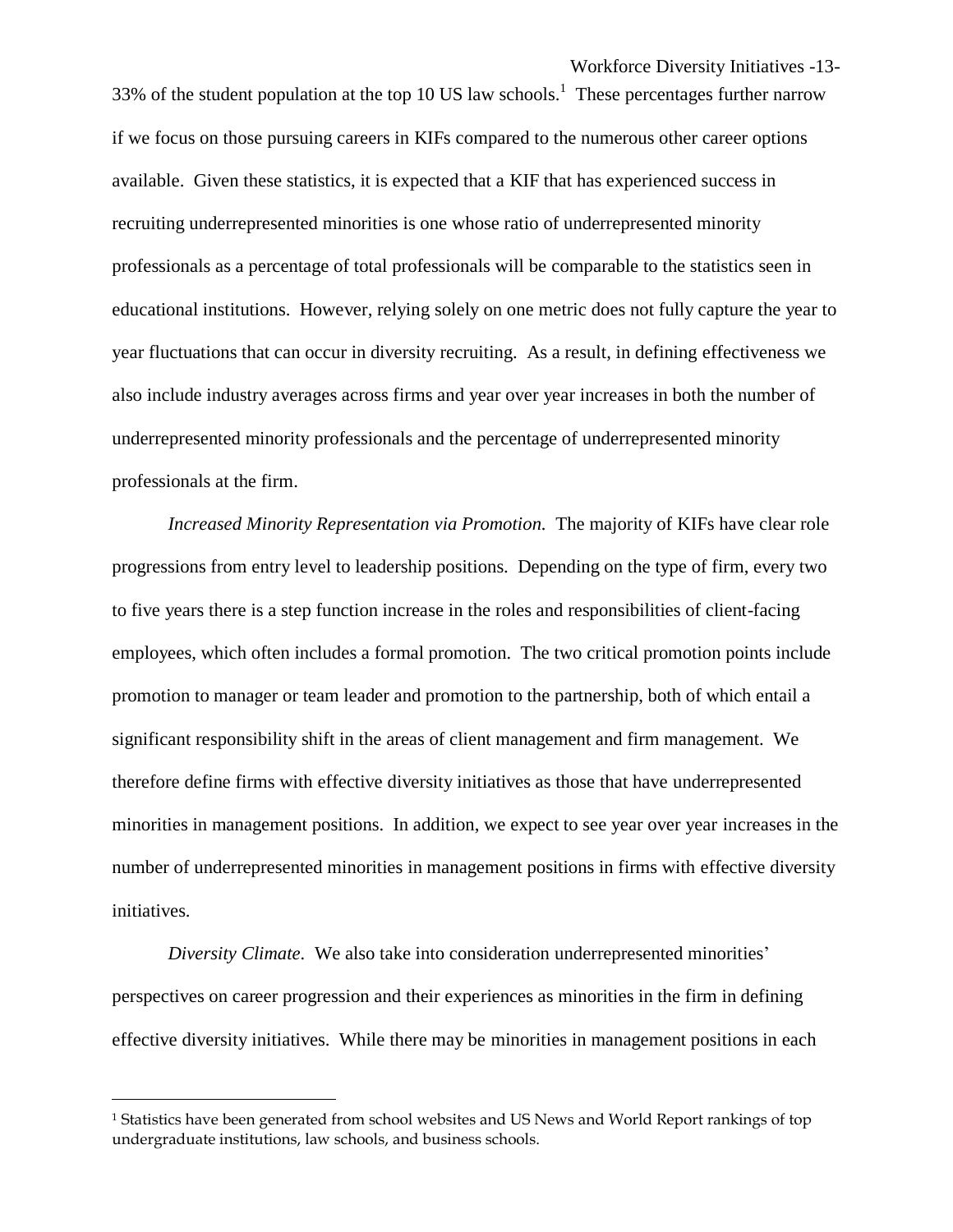33% of the student population at the top 10 US law schools.[1] These percentages further narrow if we focus on those pursuing careers in KIFs compared to the numerous other career options available. Given these statistics, it is expected that a KIF that has experienced success in recruiting underrepresented minorities is one whose ratio of underrepresented minority professionals as a percentage of total professionals will be comparable to the statistics seen in educational institutions. However, relying solely on one metric does not fully capture the year to year fluctuations that can occur in diversity recruiting. As a result, in defining effectiveness we also include industry averages across firms and year over year increases in both the number of underrepresented minority professionals and the percentage of underrepresented minority professionals at the firm.

*Increased Minority Representation via Promotion.* The majority of KIFs have clear role progressions from entry level to leadership positions. Depending on the type of firm, every two to five years there is a step function increase in the roles and responsibilities of client-facing employees, which often includes a formal promotion. The two critical promotion points include promotion to manager or team leader and promotion to the partnership, both of which entail a significant responsibility shift in the areas of client management and firm management. We therefore define firms with effective diversity initiatives as those that have underrepresented minorities in management positions. In addition, we expect to see year over year increases in the number of underrepresented minorities in management positions in firms with effective diversity initiatives.

*Diversity Climate.* We also take into consideration underrepresented minorities' perspectives on career progression and their experiences as minorities in the firm in defining effective diversity initiatives. While there may be minorities in management positions in each

[1] Statistics have been generated from school websites and US News and World Report rankings of top undergraduate institutions, law schools, and business schools.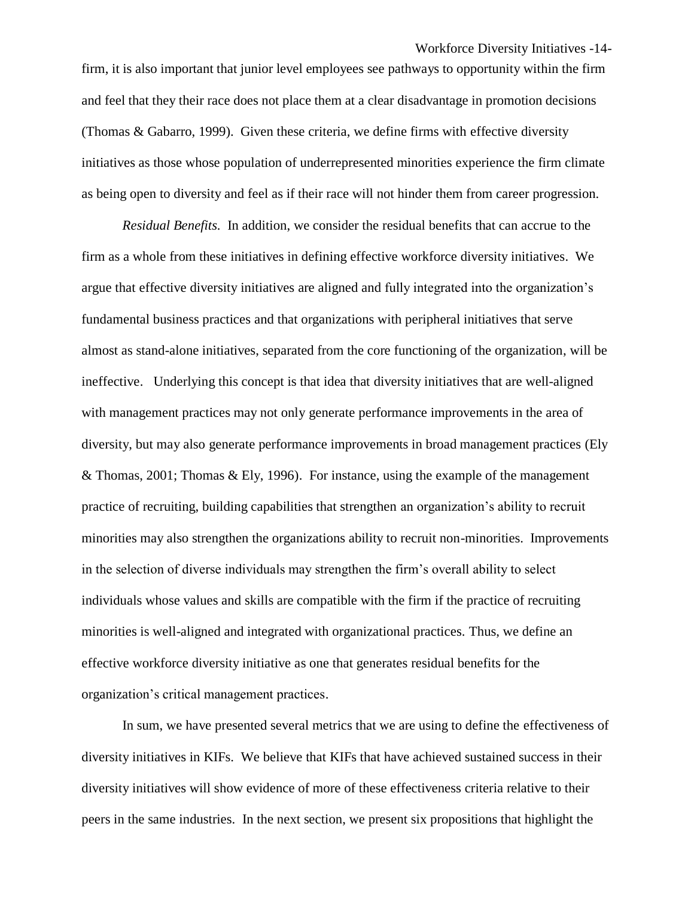firm, it is also important that junior level employees see pathways to opportunity within the firm and feel that they their race does not place them at a clear disadvantage in promotion decisions (Thomas & Gabarro, 1999). Given these criteria, we define firms with effective diversity initiatives as those whose population of underrepresented minorities experience the firm climate as being open to diversity and feel as if their race will not hinder them from career progression.

*Residual Benefits.* In addition, we consider the residual benefits that can accrue to the firm as a whole from these initiatives in defining effective workforce diversity initiatives. We argue that effective diversity initiatives are aligned and fully integrated into the organization's fundamental business practices and that organizations with peripheral initiatives that serve almost as stand-alone initiatives, separated from the core functioning of the organization, will be ineffective. Underlying this concept is that idea that diversity initiatives that are well-aligned with management practices may not only generate performance improvements in the area of diversity, but may also generate performance improvements in broad management practices (Ely & Thomas, 2001; Thomas & Ely, 1996). For instance, using the example of the management practice of recruiting, building capabilities that strengthen an organization's ability to recruit minorities may also strengthen the organizations ability to recruit non-minorities. Improvements in the selection of diverse individuals may strengthen the firm's overall ability to select individuals whose values and skills are compatible with the firm if the practice of recruiting minorities is well-aligned and integrated with organizational practices. Thus, we define an effective workforce diversity initiative as one that generates residual benefits for the organization's critical management practices.

In sum, we have presented several metrics that we are using to define the effectiveness of diversity initiatives in KIFs. We believe that KIFs that have achieved sustained success in their diversity initiatives will show evidence of more of these effectiveness criteria relative to their peers in the same industries. In the next section, we present six propositions that highlight the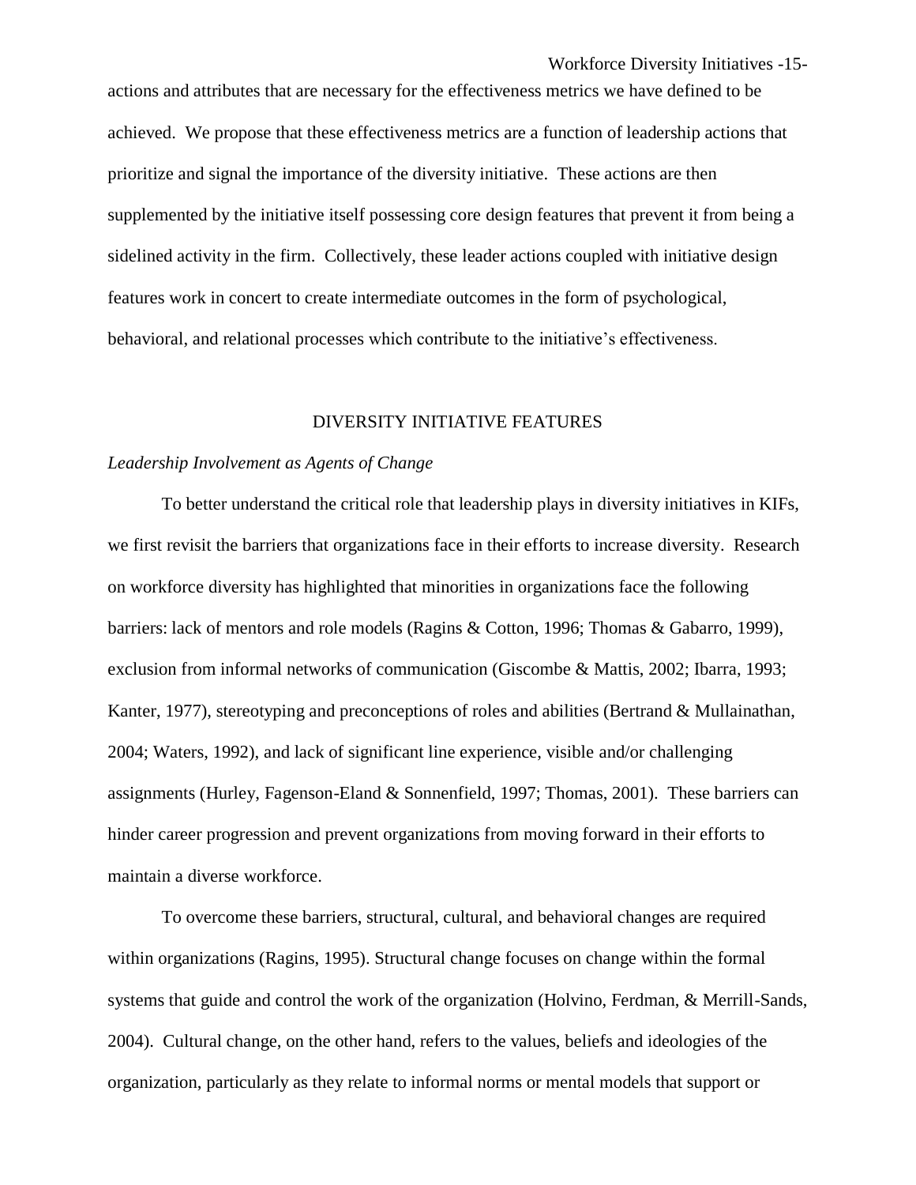actions and attributes that are necessary for the effectiveness metrics we have defined to be achieved. We propose that these effectiveness metrics are a function of leadership actions that prioritize and signal the importance of the diversity initiative. These actions are then supplemented by the initiative itself possessing core design features that prevent it from being a sidelined activity in the firm. Collectively, these leader actions coupled with initiative design features work in concert to create intermediate outcomes in the form of psychological, behavioral, and relational processes which contribute to the initiative's effectiveness.

## DIVERSITY INITIATIVE FEATURES

### *Leadership Involvement as Agents of Change*

To better understand the critical role that leadership plays in diversity initiatives in KIFs, we first revisit the barriers that organizations face in their efforts to increase diversity. Research on workforce diversity has highlighted that minorities in organizations face the following barriers: lack of mentors and role models (Ragins & Cotton, 1996; Thomas & Gabarro, 1999), exclusion from informal networks of communication (Giscombe & Mattis, 2002; Ibarra, 1993; Kanter, 1977), stereotyping and preconceptions of roles and abilities (Bertrand & Mullainathan, 2004; Waters, 1992), and lack of significant line experience, visible and/or challenging assignments (Hurley, Fagenson-Eland & Sonnenfield, 1997; Thomas, 2001). These barriers can hinder career progression and prevent organizations from moving forward in their efforts to maintain a diverse workforce.

To overcome these barriers, structural, cultural, and behavioral changes are required within organizations (Ragins, 1995). Structural change focuses on change within the formal systems that guide and control the work of the organization (Holvino, Ferdman, & Merrill-Sands, 2004). Cultural change, on the other hand, refers to the values, beliefs and ideologies of the organization, particularly as they relate to informal norms or mental models that support or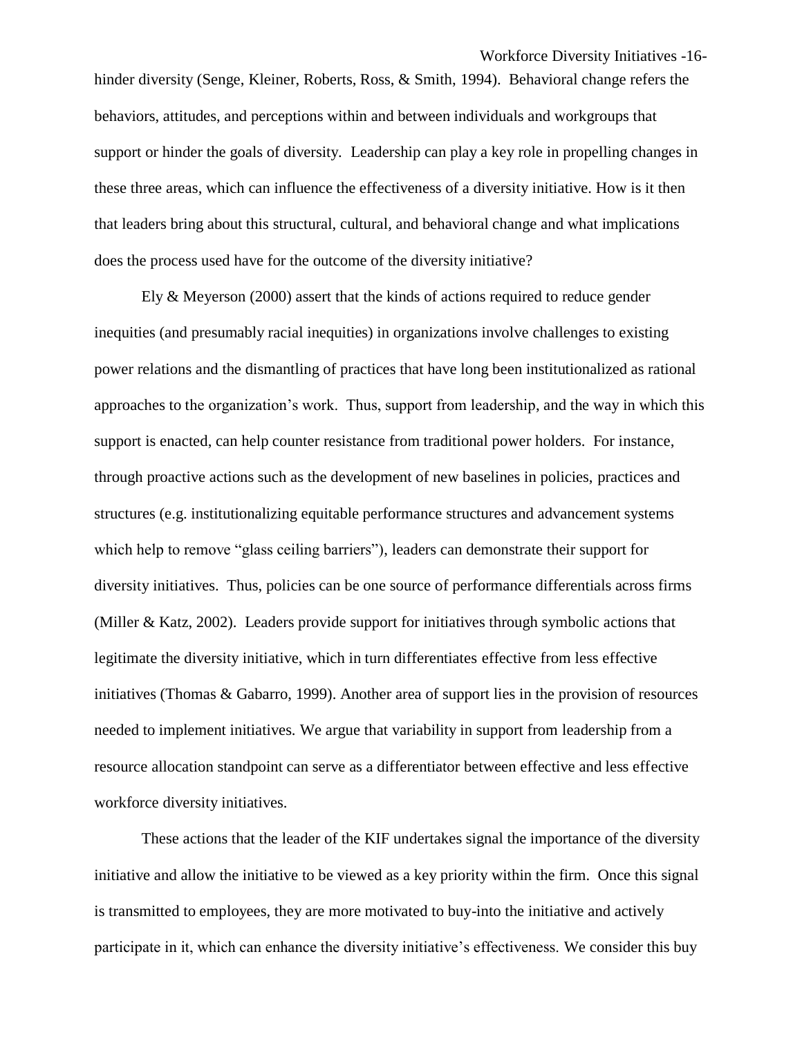hinder diversity (Senge, Kleiner, Roberts, Ross, & Smith, 1994). Behavioral change refers the behaviors, attitudes, and perceptions within and between individuals and workgroups that support or hinder the goals of diversity. Leadership can play a key role in propelling changes in these three areas, which can influence the effectiveness of a diversity initiative. How is it then that leaders bring about this structural, cultural, and behavioral change and what implications does the process used have for the outcome of the diversity initiative?

Ely & Meyerson (2000) assert that the kinds of actions required to reduce gender inequities (and presumably racial inequities) in organizations involve challenges to existing power relations and the dismantling of practices that have long been institutionalized as rational approaches to the organization's work. Thus, support from leadership, and the way in which this support is enacted, can help counter resistance from traditional power holders. For instance, through proactive actions such as the development of new baselines in policies, practices and structures (e.g. institutionalizing equitable performance structures and advancement systems which help to remove "glass ceiling barriers"), leaders can demonstrate their support for diversity initiatives. Thus, policies can be one source of performance differentials across firms (Miller & Katz, 2002). Leaders provide support for initiatives through symbolic actions that legitimate the diversity initiative, which in turn differentiates effective from less effective initiatives (Thomas & Gabarro, 1999). Another area of support lies in the provision of resources needed to implement initiatives. We argue that variability in support from leadership from a resource allocation standpoint can serve as a differentiator between effective and less effective workforce diversity initiatives.

These actions that the leader of the KIF undertakes signal the importance of the diversity initiative and allow the initiative to be viewed as a key priority within the firm. Once this signal is transmitted to employees, they are more motivated to buy-into the initiative and actively participate in it, which can enhance the diversity initiative's effectiveness. We consider this buy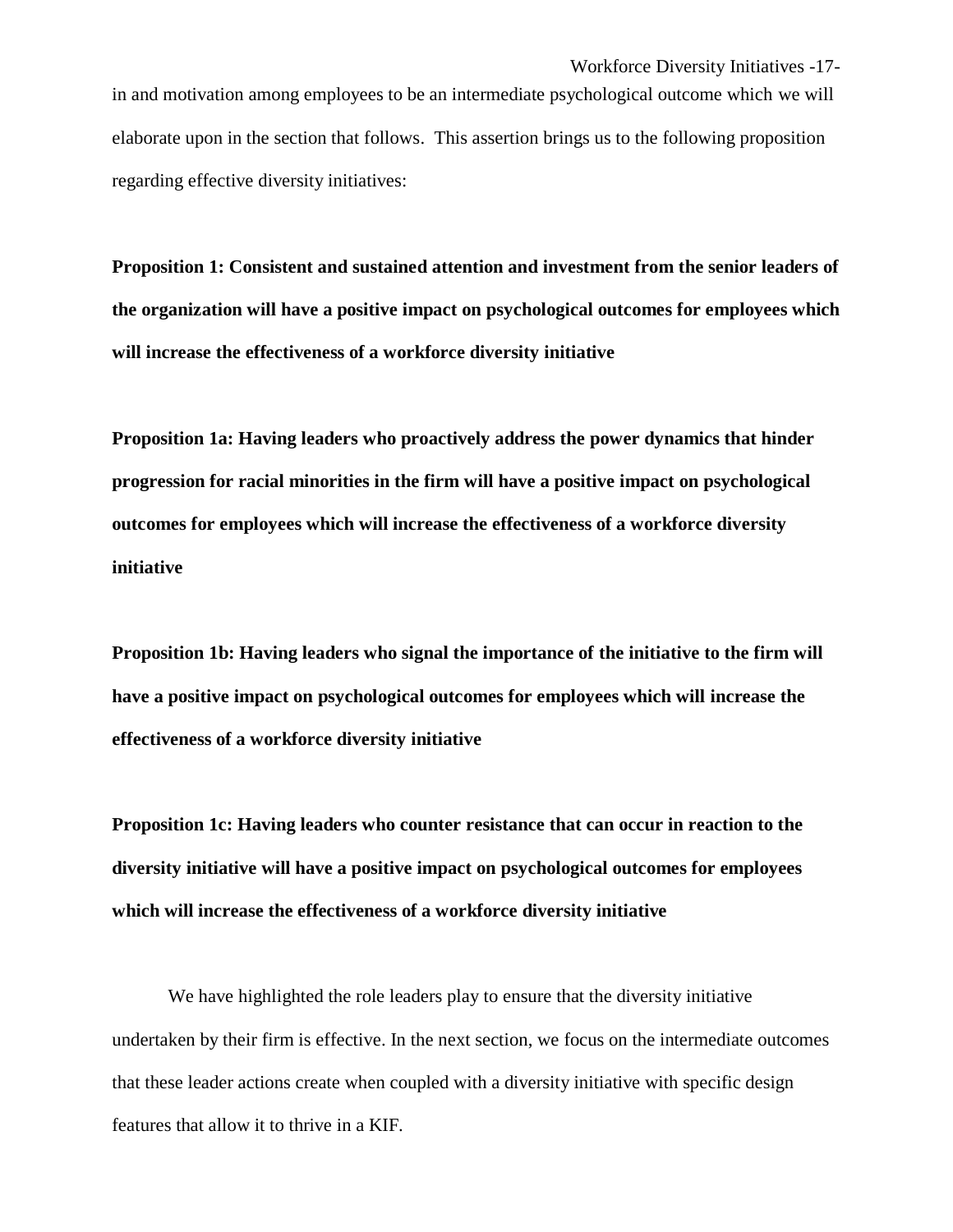in and motivation among employees to be an intermediate psychological outcome which we will elaborate upon in the section that follows. This assertion brings us to the following proposition regarding effective diversity initiatives:

**Proposition 1: Consistent and sustained attention and investment from the senior leaders of the organization will have a positive impact on psychological outcomes for employees which will increase the effectiveness of a workforce diversity initiative**

**Proposition 1a: Having leaders who proactively address the power dynamics that hinder progression for racial minorities in the firm will have a positive impact on psychological outcomes for employees which will increase the effectiveness of a workforce diversity initiative**

**Proposition 1b: Having leaders who signal the importance of the initiative to the firm will have a positive impact on psychological outcomes for employees which will increase the effectiveness of a workforce diversity initiative**

**Proposition 1c: Having leaders who counter resistance that can occur in reaction to the diversity initiative will have a positive impact on psychological outcomes for employees which will increase the effectiveness of a workforce diversity initiative**

We have highlighted the role leaders play to ensure that the diversity initiative undertaken by their firm is effective. In the next section, we focus on the intermediate outcomes that these leader actions create when coupled with a diversity initiative with specific design features that allow it to thrive in a KIF.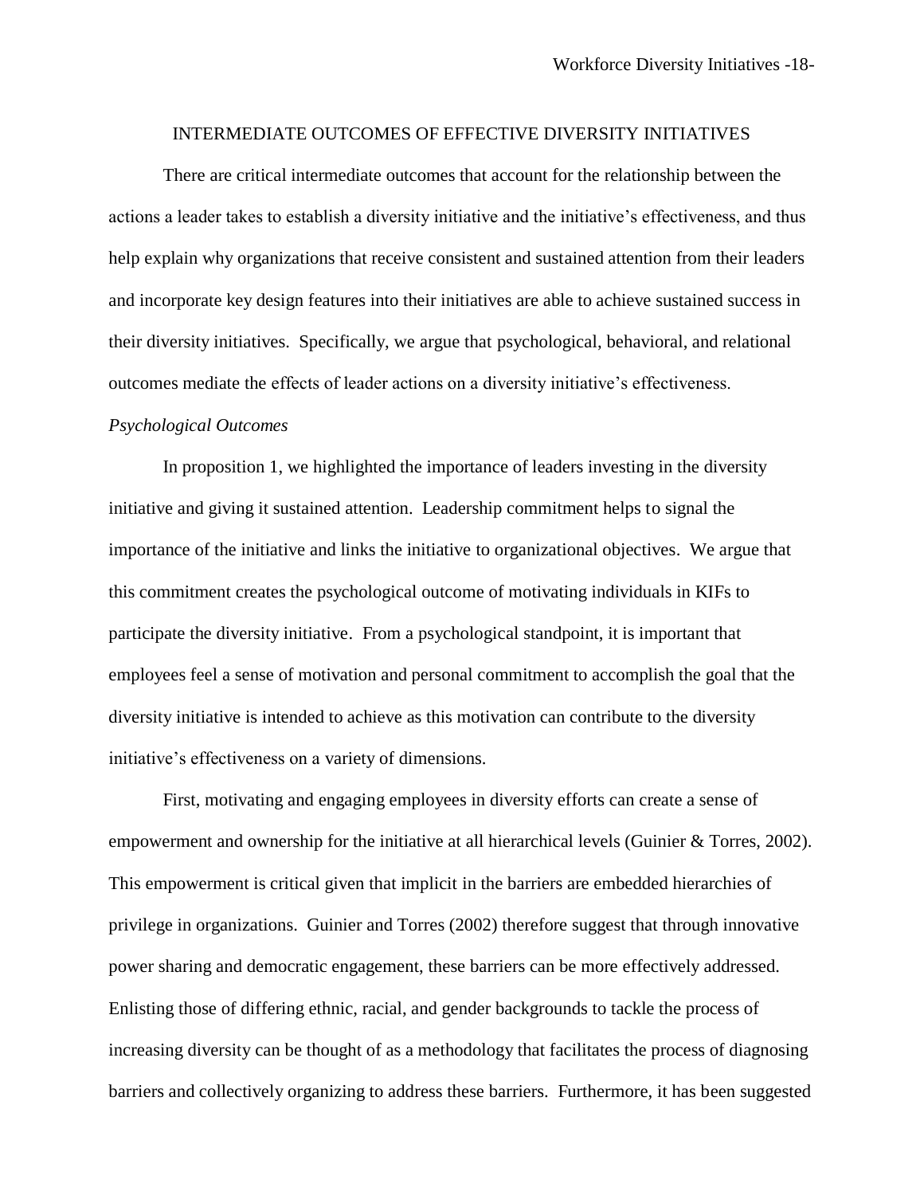## INTERMEDIATE OUTCOMES OF EFFECTIVE DIVERSITY INITIATIVES

There are critical intermediate outcomes that account for the relationship between the actions a leader takes to establish a diversity initiative and the initiative's effectiveness, and thus help explain why organizations that receive consistent and sustained attention from their leaders and incorporate key design features into their initiatives are able to achieve sustained success in their diversity initiatives. Specifically, we argue that psychological, behavioral, and relational outcomes mediate the effects of leader actions on a diversity initiative's effectiveness.

### *Psychological Outcomes*

In proposition 1, we highlighted the importance of leaders investing in the diversity initiative and giving it sustained attention. Leadership commitment helps to signal the importance of the initiative and links the initiative to organizational objectives. We argue that this commitment creates the psychological outcome of motivating individuals in KIFs to participate the diversity initiative. From a psychological standpoint, it is important that employees feel a sense of motivation and personal commitment to accomplish the goal that the diversity initiative is intended to achieve as this motivation can contribute to the diversity initiative's effectiveness on a variety of dimensions.

First, motivating and engaging employees in diversity efforts can create a sense of empowerment and ownership for the initiative at all hierarchical levels (Guinier & Torres, 2002). This empowerment is critical given that implicit in the barriers are embedded hierarchies of privilege in organizations. Guinier and Torres (2002) therefore suggest that through innovative power sharing and democratic engagement, these barriers can be more effectively addressed. Enlisting those of differing ethnic, racial, and gender backgrounds to tackle the process of increasing diversity can be thought of as a methodology that facilitates the process of diagnosing barriers and collectively organizing to address these barriers. Furthermore, it has been suggested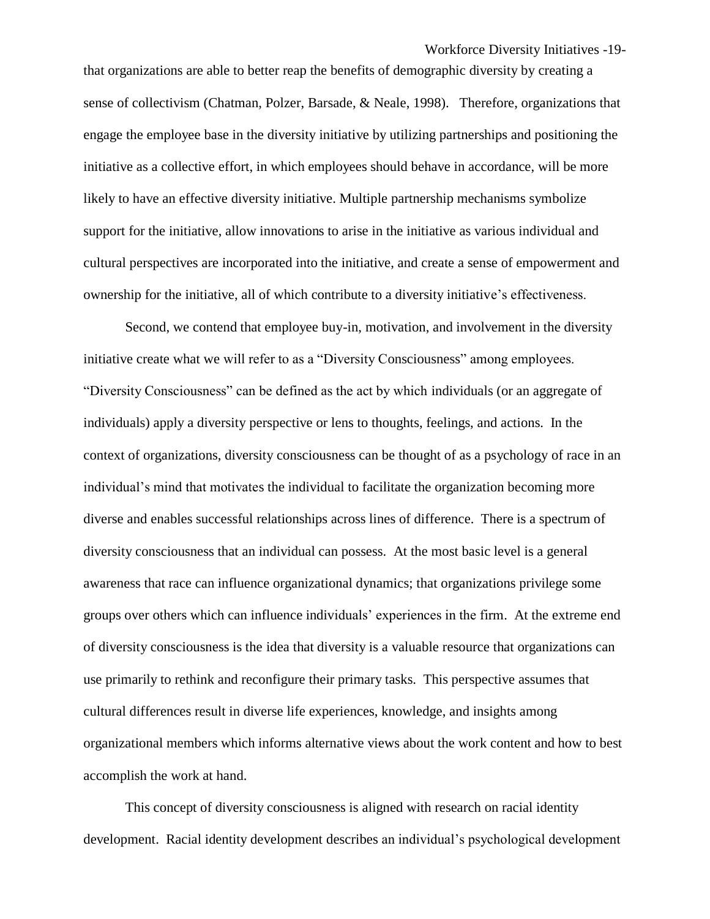that organizations are able to better reap the benefits of demographic diversity by creating a sense of collectivism (Chatman, Polzer, Barsade, & Neale, 1998). Therefore, organizations that engage the employee base in the diversity initiative by utilizing partnerships and positioning the initiative as a collective effort, in which employees should behave in accordance, will be more likely to have an effective diversity initiative. Multiple partnership mechanisms symbolize support for the initiative, allow innovations to arise in the initiative as various individual and cultural perspectives are incorporated into the initiative, and create a sense of empowerment and ownership for the initiative, all of which contribute to a diversity initiative's effectiveness.

Second, we contend that employee buy-in, motivation, and involvement in the diversity initiative create what we will refer to as a "Diversity Consciousness" among employees. "Diversity Consciousness" can be defined as the act by which individuals (or an aggregate of individuals) apply a diversity perspective or lens to thoughts, feelings, and actions. In the context of organizations, diversity consciousness can be thought of as a psychology of race in an individual's mind that motivates the individual to facilitate the organization becoming more diverse and enables successful relationships across lines of difference. There is a spectrum of diversity consciousness that an individual can possess. At the most basic level is a general awareness that race can influence organizational dynamics; that organizations privilege some groups over others which can influence individuals' experiences in the firm. At the extreme end of diversity consciousness is the idea that diversity is a valuable resource that organizations can use primarily to rethink and reconfigure their primary tasks. This perspective assumes that cultural differences result in diverse life experiences, knowledge, and insights among organizational members which informs alternative views about the work content and how to best accomplish the work at hand.

This concept of diversity consciousness is aligned with research on racial identity development. Racial identity development describes an individual's psychological development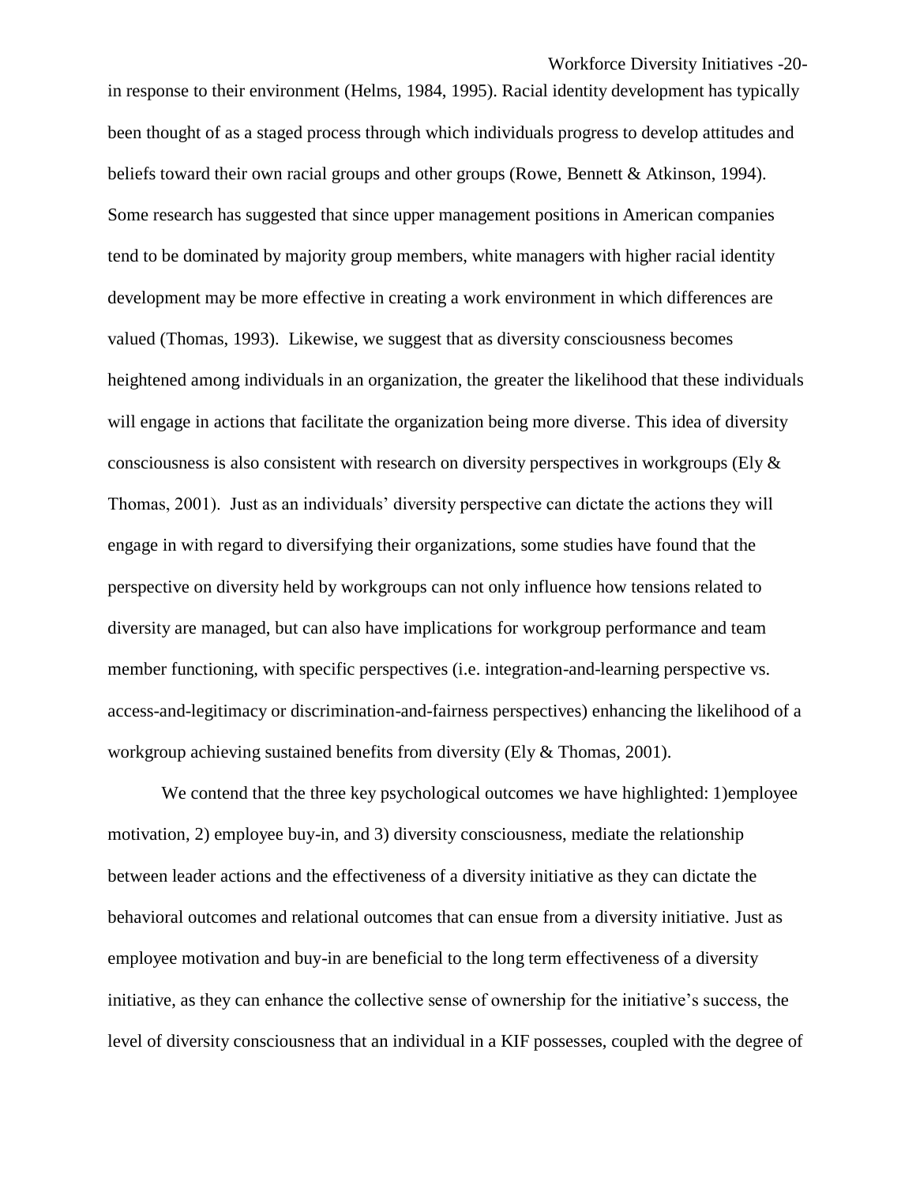in response to their environment (Helms, 1984, 1995). Racial identity development has typically been thought of as a staged process through which individuals progress to develop attitudes and beliefs toward their own racial groups and other groups (Rowe, Bennett & Atkinson, 1994). Some research has suggested that since upper management positions in American companies tend to be dominated by majority group members, white managers with higher racial identity development may be more effective in creating a work environment in which differences are valued (Thomas, 1993). Likewise, we suggest that as diversity consciousness becomes heightened among individuals in an organization, the greater the likelihood that these individuals will engage in actions that facilitate the organization being more diverse. This idea of diversity consciousness is also consistent with research on diversity perspectives in workgroups (Ely & Thomas, 2001). Just as an individuals' diversity perspective can dictate the actions they will engage in with regard to diversifying their organizations, some studies have found that the perspective on diversity held by workgroups can not only influence how tensions related to diversity are managed, but can also have implications for workgroup performance and team member functioning, with specific perspectives (i.e. integration-and-learning perspective vs. access-and-legitimacy or discrimination-and-fairness perspectives) enhancing the likelihood of a workgroup achieving sustained benefits from diversity (Ely & Thomas, 2001).

We contend that the three key psychological outcomes we have highlighted: 1)employee motivation, 2) employee buy-in, and 3) diversity consciousness, mediate the relationship between leader actions and the effectiveness of a diversity initiative as they can dictate the behavioral outcomes and relational outcomes that can ensue from a diversity initiative. Just as employee motivation and buy-in are beneficial to the long term effectiveness of a diversity initiative, as they can enhance the collective sense of ownership for the initiative's success, the level of diversity consciousness that an individual in a KIF possesses, coupled with the degree of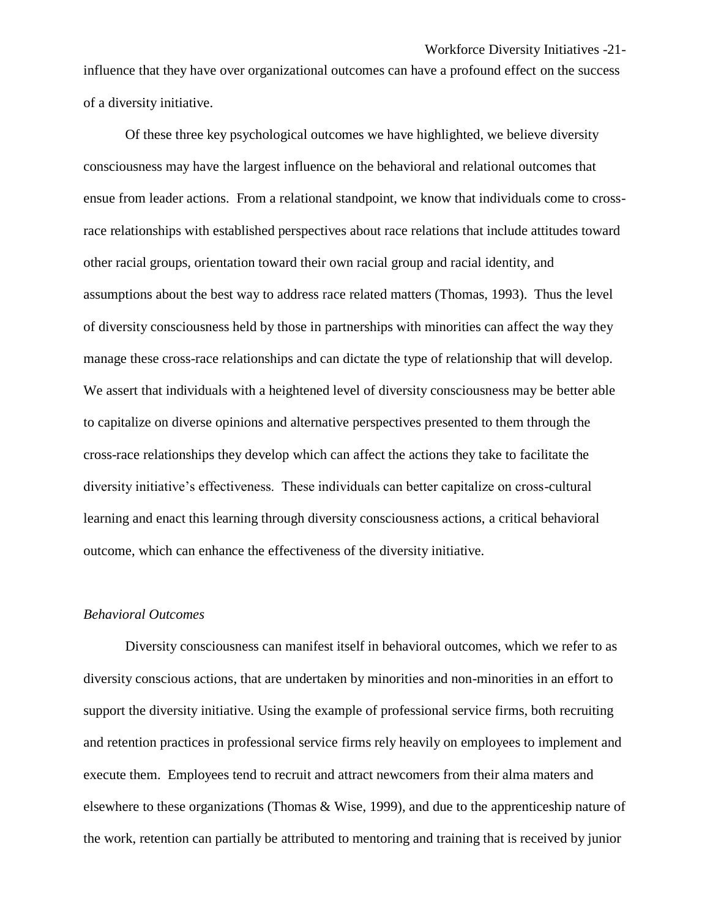influence that they have over organizational outcomes can have a profound effect on the success of a diversity initiative.

Of these three key psychological outcomes we have highlighted, we believe diversity consciousness may have the largest influence on the behavioral and relational outcomes that ensue from leader actions. From a relational standpoint, we know that individuals come to cross-race relationships with established perspectives about race relations that include attitudes toward other racial groups, orientation toward their own racial group and racial identity, and assumptions about the best way to address race related matters (Thomas, 1993). Thus the level of diversity consciousness held by those in partnerships with minorities can affect the way they manage these cross-race relationships and can dictate the type of relationship that will develop. We assert that individuals with a heightened level of diversity consciousness may be better able to capitalize on diverse opinions and alternative perspectives presented to them through the cross-race relationships they develop which can affect the actions they take to facilitate the diversity initiative's effectiveness. These individuals can better capitalize on cross-cultural learning and enact this learning through diversity consciousness actions, a critical behavioral outcome, which can enhance the effectiveness of the diversity initiative.

*Behavioral Outcomes*

Diversity consciousness can manifest itself in behavioral outcomes, which we refer to as diversity conscious actions, that are undertaken by minorities and non-minorities in an effort to support the diversity initiative. Using the example of professional service firms, both recruiting and retention practices in professional service firms rely heavily on employees to implement and execute them. Employees tend to recruit and attract newcomers from their alma maters and elsewhere to these organizations (Thomas & Wise, 1999), and due to the apprenticeship nature of the work, retention can partially be attributed to mentoring and training that is received by junior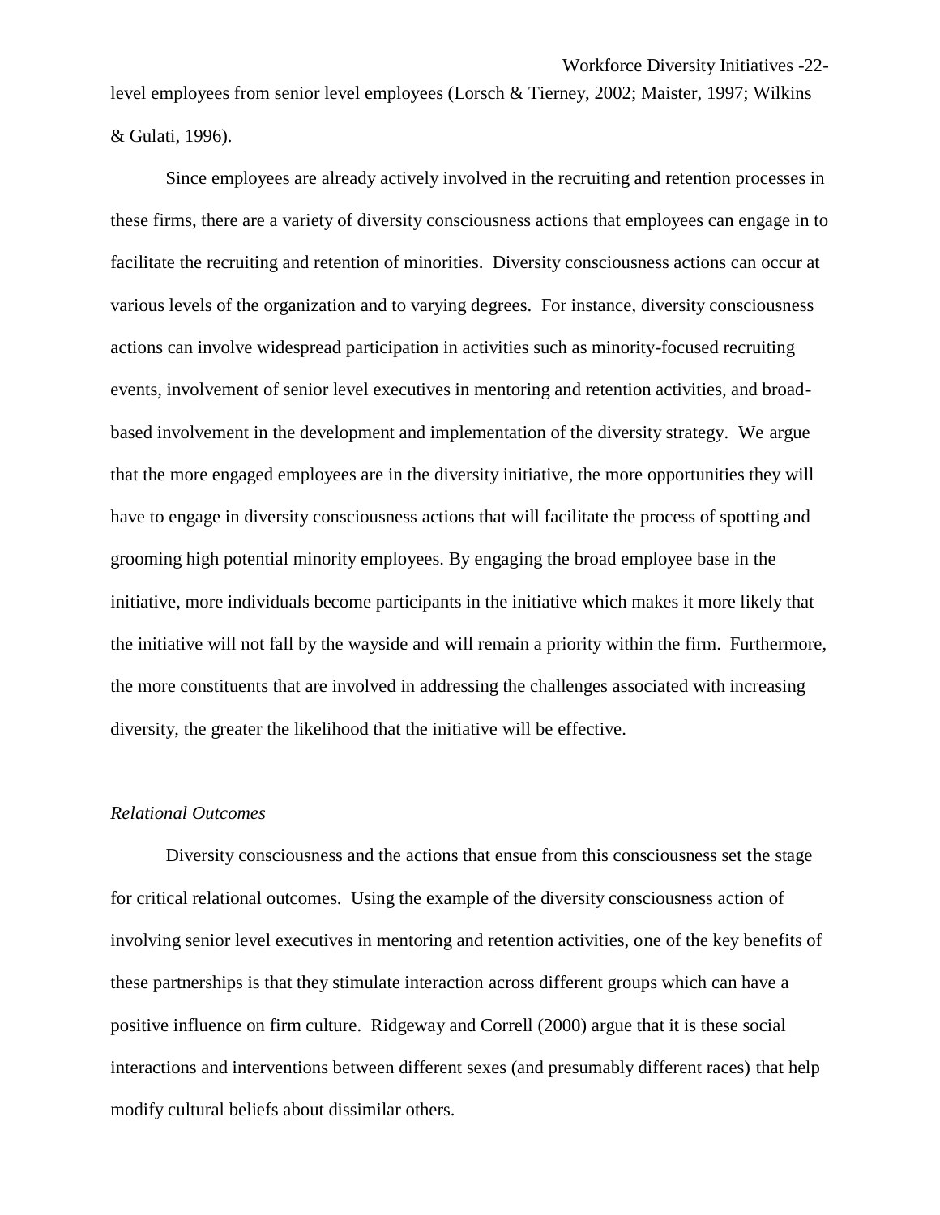level employees from senior level employees (Lorsch & Tierney, 2002; Maister, 1997; Wilkins & Gulati, 1996).

Since employees are already actively involved in the recruiting and retention processes in these firms, there are a variety of diversity consciousness actions that employees can engage in to facilitate the recruiting and retention of minorities. Diversity consciousness actions can occur at various levels of the organization and to varying degrees. For instance, diversity consciousness actions can involve widespread participation in activities such as minority-focused recruiting events, involvement of senior level executives in mentoring and retention activities, and broad-based involvement in the development and implementation of the diversity strategy. We argue that the more engaged employees are in the diversity initiative, the more opportunities they will have to engage in diversity consciousness actions that will facilitate the process of spotting and grooming high potential minority employees. By engaging the broad employee base in the initiative, more individuals become participants in the initiative which makes it more likely that the initiative will not fall by the wayside and will remain a priority within the firm. Furthermore, the more constituents that are involved in addressing the challenges associated with increasing diversity, the greater the likelihood that the initiative will be effective.

*Relational Outcomes*

Diversity consciousness and the actions that ensue from this consciousness set the stage for critical relational outcomes. Using the example of the diversity consciousness action of involving senior level executives in mentoring and retention activities, one of the key benefits of these partnerships is that they stimulate interaction across different groups which can have a positive influence on firm culture. Ridgeway and Correll (2000) argue that it is these social interactions and interventions between different sexes (and presumably different races) that help modify cultural beliefs about dissimilar others.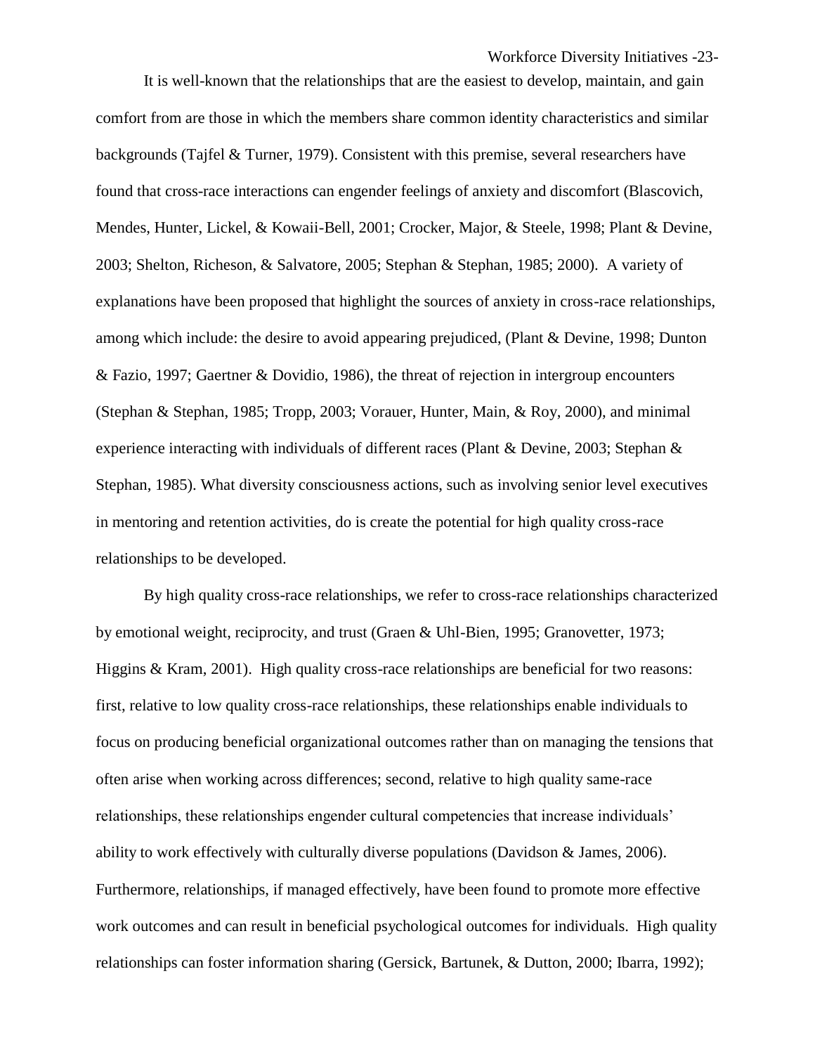It is well-known that the relationships that are the easiest to develop, maintain, and gain comfort from are those in which the members share common identity characteristics and similar backgrounds (Tajfel & Turner, 1979). Consistent with this premise, several researchers have found that cross-race interactions can engender feelings of anxiety and discomfort (Blascovich, Mendes, Hunter, Lickel, & Kowaii-Bell, 2001; Crocker, Major, & Steele, 1998; Plant & Devine, 2003; Shelton, Richeson, & Salvatore, 2005; Stephan & Stephan, 1985; 2000). A variety of explanations have been proposed that highlight the sources of anxiety in cross-race relationships, among which include: the desire to avoid appearing prejudiced, (Plant & Devine, 1998; Dunton & Fazio, 1997; Gaertner & Dovidio, 1986), the threat of rejection in intergroup encounters (Stephan & Stephan, 1985; Tropp, 2003; Vorauer, Hunter, Main, & Roy, 2000), and minimal experience interacting with individuals of different races (Plant & Devine, 2003; Stephan & Stephan, 1985). What diversity consciousness actions, such as involving senior level executives in mentoring and retention activities, do is create the potential for high quality cross-race relationships to be developed.

By high quality cross-race relationships, we refer to cross-race relationships characterized by emotional weight, reciprocity, and trust (Graen & Uhl-Bien, 1995; Granovetter, 1973; Higgins & Kram, 2001). High quality cross-race relationships are beneficial for two reasons: first, relative to low quality cross-race relationships, these relationships enable individuals to focus on producing beneficial organizational outcomes rather than on managing the tensions that often arise when working across differences; second, relative to high quality same-race relationships, these relationships engender cultural competencies that increase individuals' ability to work effectively with culturally diverse populations (Davidson & James, 2006). Furthermore, relationships, if managed effectively, have been found to promote more effective work outcomes and can result in beneficial psychological outcomes for individuals. High quality relationships can foster information sharing (Gersick, Bartunek, & Dutton, 2000; Ibarra, 1992);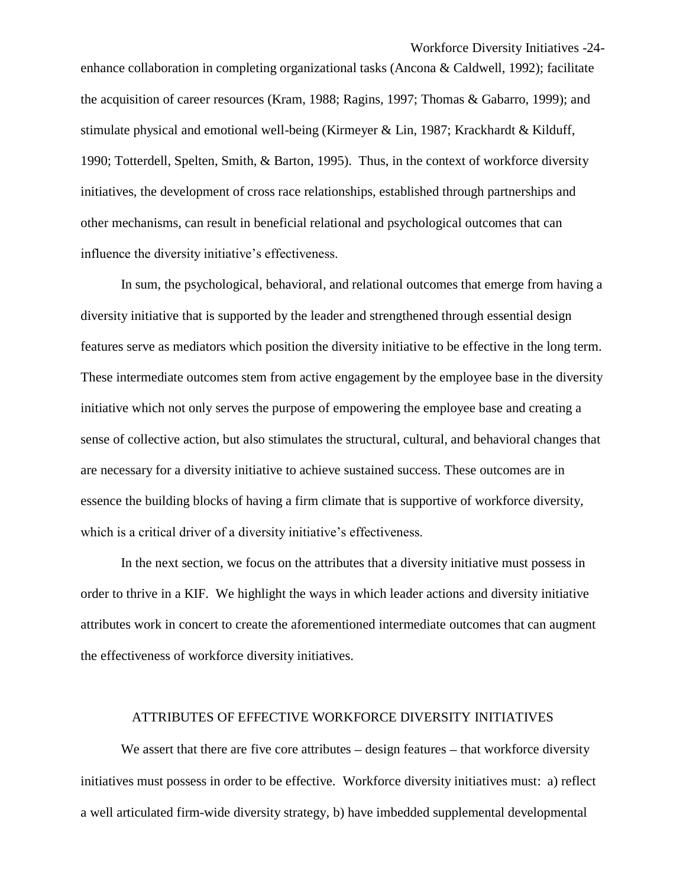enhance collaboration in completing organizational tasks (Ancona & Caldwell, 1992); facilitate the acquisition of career resources (Kram, 1988; Ragins, 1997; Thomas & Gabarro, 1999); and stimulate physical and emotional well-being (Kirmeyer & Lin, 1987; Krackhardt & Kilduff, 1990; Totterdell, Spelten, Smith, & Barton, 1995). Thus, in the context of workforce diversity initiatives, the development of cross race relationships, established through partnerships and other mechanisms, can result in beneficial relational and psychological outcomes that can influence the diversity initiative's effectiveness.

In sum, the psychological, behavioral, and relational outcomes that emerge from having a diversity initiative that is supported by the leader and strengthened through essential design features serve as mediators which position the diversity initiative to be effective in the long term. These intermediate outcomes stem from active engagement by the employee base in the diversity initiative which not only serves the purpose of empowering the employee base and creating a sense of collective action, but also stimulates the structural, cultural, and behavioral changes that are necessary for a diversity initiative to achieve sustained success. These outcomes are in essence the building blocks of having a firm climate that is supportive of workforce diversity, which is a critical driver of a diversity initiative's effectiveness.

In the next section, we focus on the attributes that a diversity initiative must possess in order to thrive in a KIF. We highlight the ways in which leader actions and diversity initiative attributes work in concert to create the aforementioned intermediate outcomes that can augment the effectiveness of workforce diversity initiatives.

## ATTRIBUTES OF EFFECTIVE WORKFORCE DIVERSITY INITIATIVES

We assert that there are five core attributes – design features – that workforce diversity initiatives must possess in order to be effective. Workforce diversity initiatives must: a) reflect a well articulated firm-wide diversity strategy, b) have imbedded supplemental developmental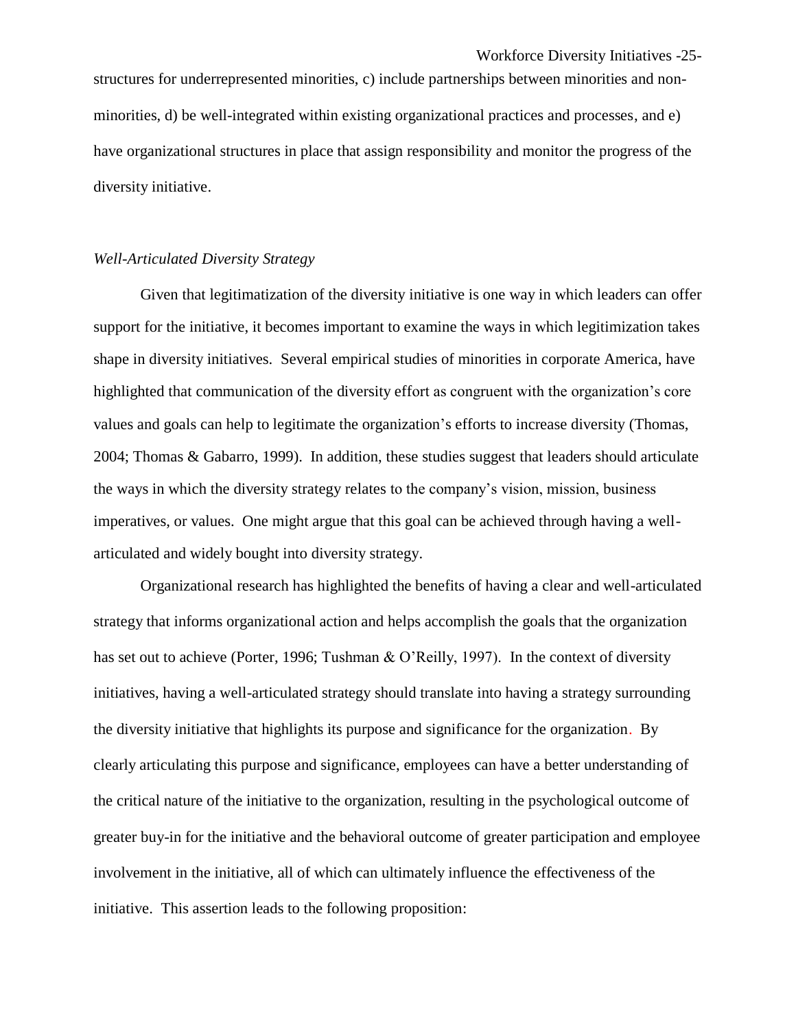structures for underrepresented minorities, c) include partnerships between minorities and non-minorities, d) be well-integrated within existing organizational practices and processes, and e) have organizational structures in place that assign responsibility and monitor the progress of the diversity initiative.

*Well-Articulated Diversity Strategy*

Given that legitimatization of the diversity initiative is one way in which leaders can offer support for the initiative, it becomes important to examine the ways in which legitimization takes shape in diversity initiatives. Several empirical studies of minorities in corporate America, have highlighted that communication of the diversity effort as congruent with the organization's core values and goals can help to legitimate the organization's efforts to increase diversity (Thomas, 2004; Thomas & Gabarro, 1999). In addition, these studies suggest that leaders should articulate the ways in which the diversity strategy relates to the company's vision, mission, business imperatives, or values. One might argue that this goal can be achieved through having a well-articulated and widely bought into diversity strategy.

Organizational research has highlighted the benefits of having a clear and well-articulated strategy that informs organizational action and helps accomplish the goals that the organization has set out to achieve (Porter, 1996; Tushman & O'Reilly, 1997). In the context of diversity initiatives, having a well-articulated strategy should translate into having a strategy surrounding the diversity initiative that highlights its purpose and significance for the organization. By clearly articulating this purpose and significance, employees can have a better understanding of the critical nature of the initiative to the organization, resulting in the psychological outcome of greater buy-in for the initiative and the behavioral outcome of greater participation and employee involvement in the initiative, all of which can ultimately influence the effectiveness of the initiative. This assertion leads to the following proposition: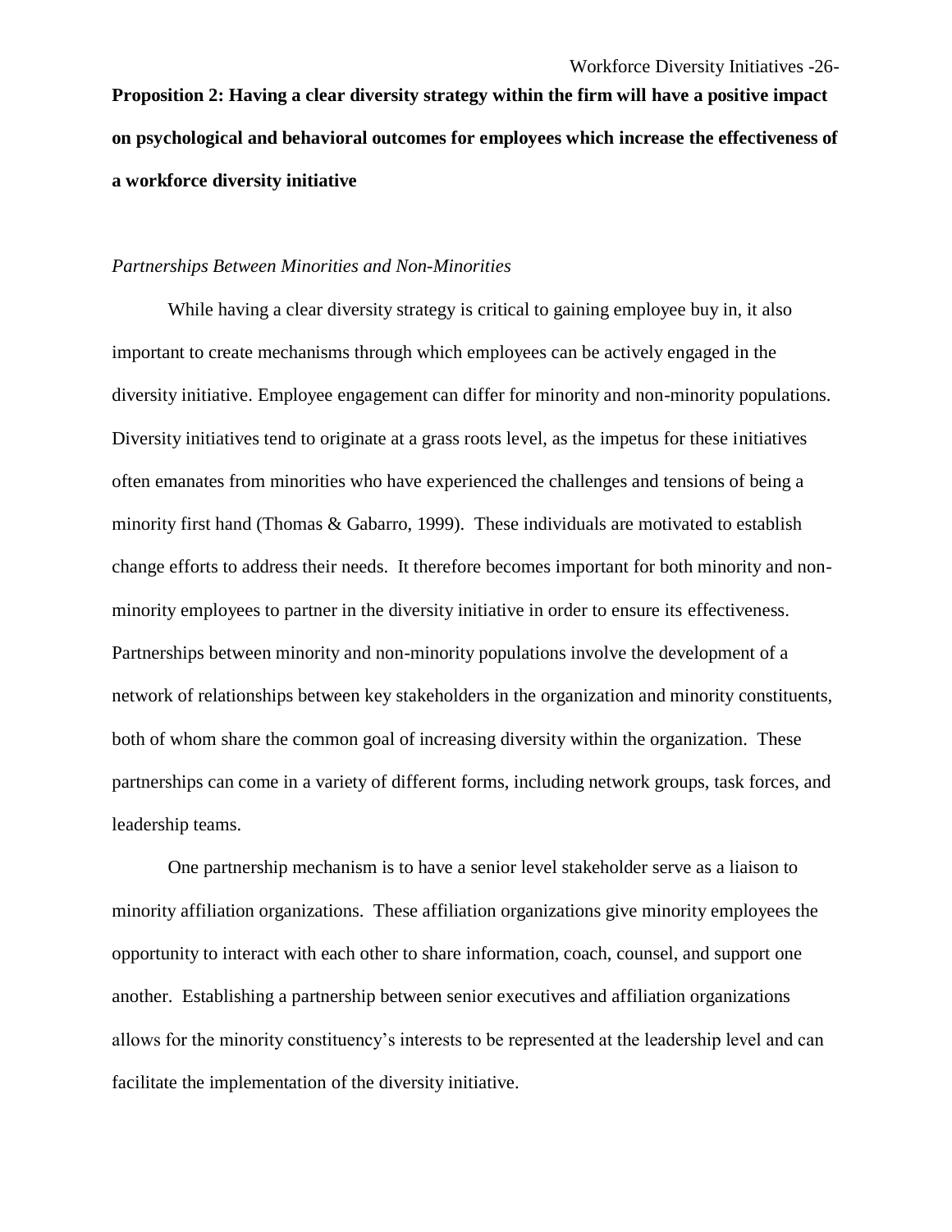**Proposition 2: Having a clear diversity strategy within the firm will have a positive impact on psychological and behavioral outcomes for employees which increase the effectiveness of a workforce diversity initiative**

*Partnerships Between Minorities and Non-Minorities*

While having a clear diversity strategy is critical to gaining employee buy in, it also important to create mechanisms through which employees can be actively engaged in the diversity initiative. Employee engagement can differ for minority and non-minority populations. Diversity initiatives tend to originate at a grass roots level, as the impetus for these initiatives often emanates from minorities who have experienced the challenges and tensions of being a minority first hand (Thomas & Gabarro, 1999). These individuals are motivated to establish change efforts to address their needs. It therefore becomes important for both minority and non-minority employees to partner in the diversity initiative in order to ensure its effectiveness. Partnerships between minority and non-minority populations involve the development of a network of relationships between key stakeholders in the organization and minority constituents, both of whom share the common goal of increasing diversity within the organization. These partnerships can come in a variety of different forms, including network groups, task forces, and leadership teams.

One partnership mechanism is to have a senior level stakeholder serve as a liaison to minority affiliation organizations. These affiliation organizations give minority employees the opportunity to interact with each other to share information, coach, counsel, and support one another. Establishing a partnership between senior executives and affiliation organizations allows for the minority constituency's interests to be represented at the leadership level and can facilitate the implementation of the diversity initiative.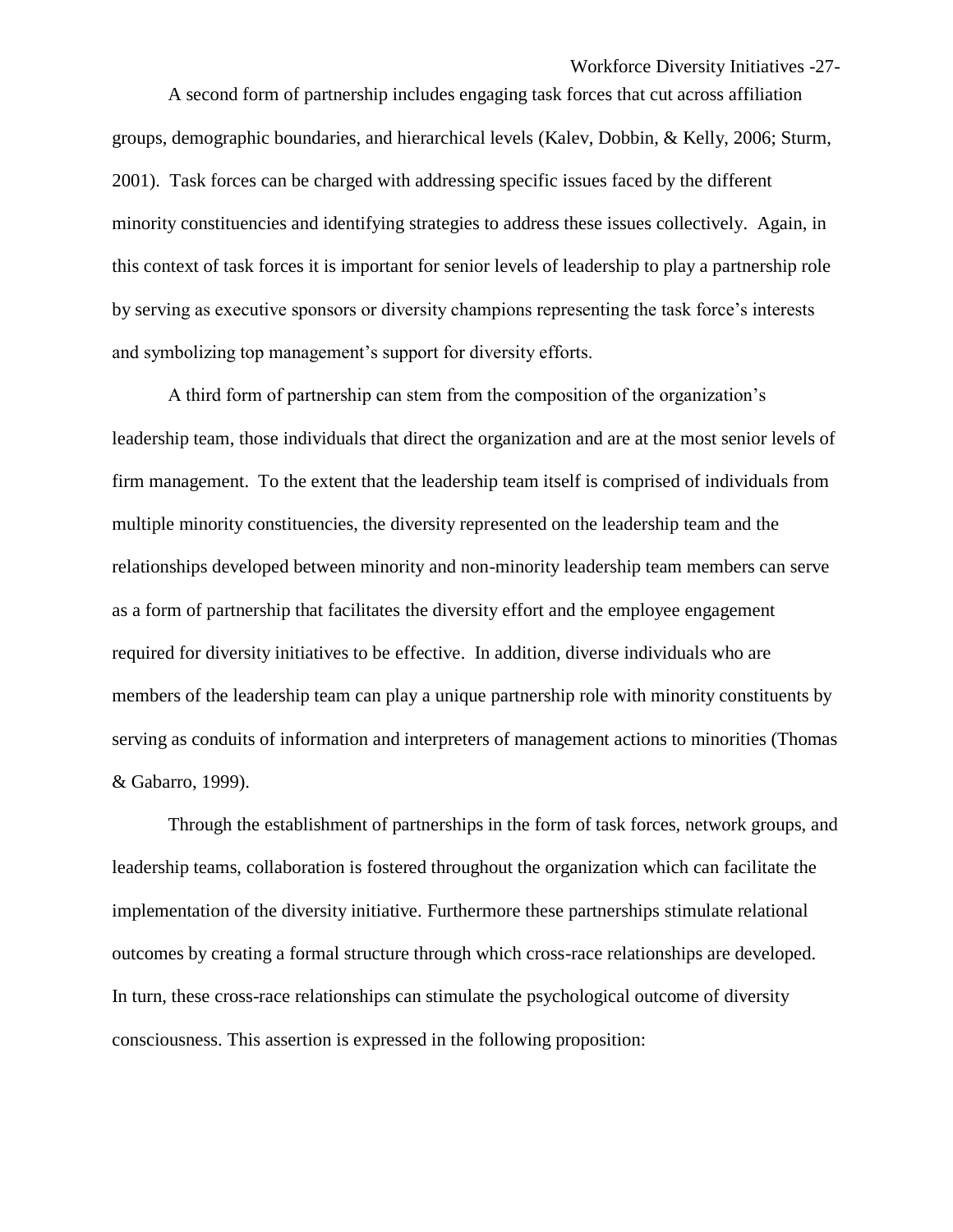A second form of partnership includes engaging task forces that cut across affiliation groups, demographic boundaries, and hierarchical levels (Kalev, Dobbin, & Kelly, 2006; Sturm, 2001). Task forces can be charged with addressing specific issues faced by the different minority constituencies and identifying strategies to address these issues collectively. Again, in this context of task forces it is important for senior levels of leadership to play a partnership role by serving as executive sponsors or diversity champions representing the task force's interests and symbolizing top management's support for diversity efforts.

A third form of partnership can stem from the composition of the organization's leadership team, those individuals that direct the organization and are at the most senior levels of firm management. To the extent that the leadership team itself is comprised of individuals from multiple minority constituencies, the diversity represented on the leadership team and the relationships developed between minority and non-minority leadership team members can serve as a form of partnership that facilitates the diversity effort and the employee engagement required for diversity initiatives to be effective. In addition, diverse individuals who are members of the leadership team can play a unique partnership role with minority constituents by serving as conduits of information and interpreters of management actions to minorities (Thomas & Gabarro, 1999).

Through the establishment of partnerships in the form of task forces, network groups, and leadership teams, collaboration is fostered throughout the organization which can facilitate the implementation of the diversity initiative. Furthermore these partnerships stimulate relational outcomes by creating a formal structure through which cross-race relationships are developed. In turn, these cross-race relationships can stimulate the psychological outcome of diversity consciousness. This assertion is expressed in the following proposition: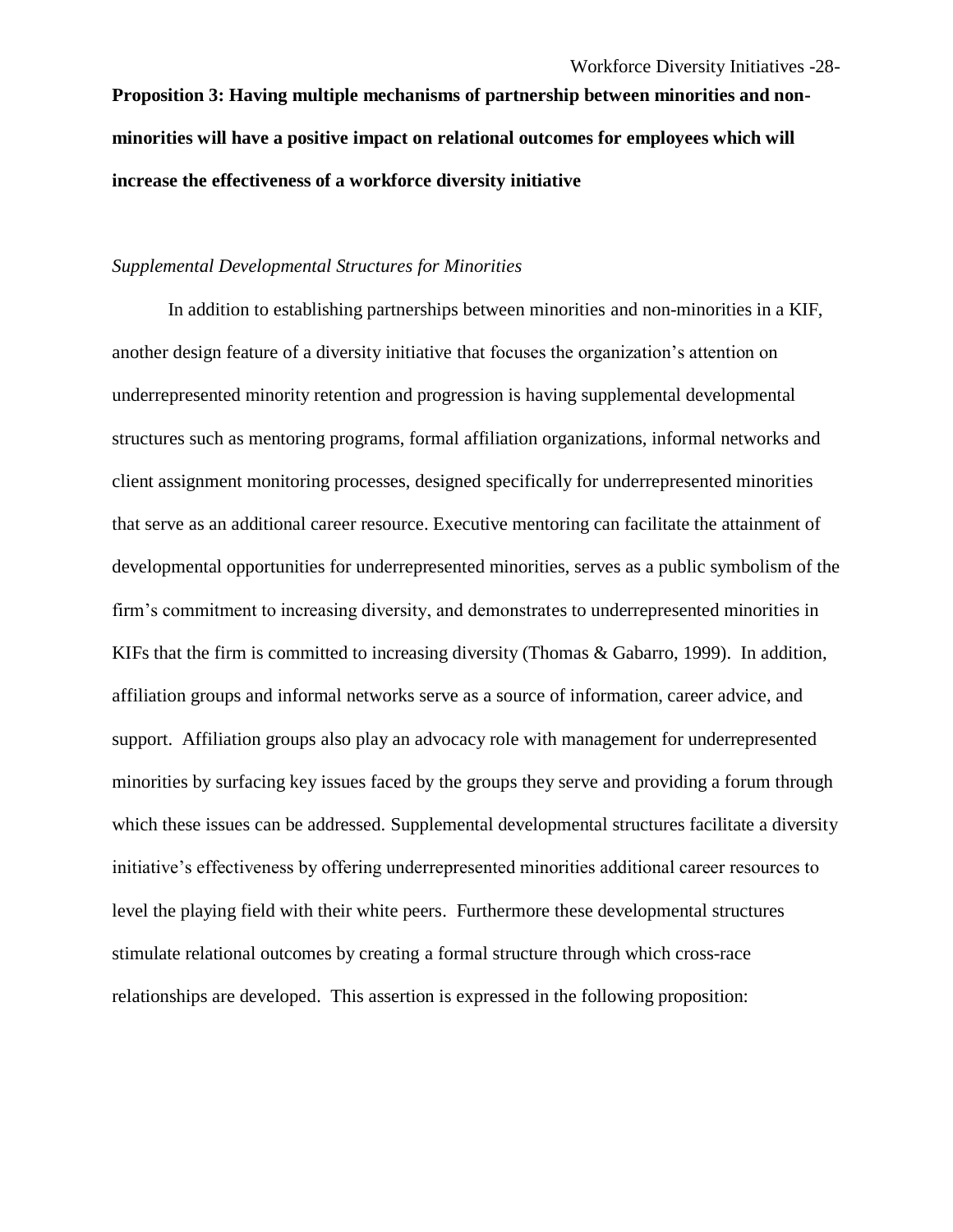**Proposition 3: Having multiple mechanisms of partnership between minorities and non-minorities will have a positive impact on relational outcomes for employees which will increase the effectiveness of a workforce diversity initiative**

*Supplemental Developmental Structures for Minorities*

In addition to establishing partnerships between minorities and non-minorities in a KIF, another design feature of a diversity initiative that focuses the organization's attention on underrepresented minority retention and progression is having supplemental developmental structures such as mentoring programs, formal affiliation organizations, informal networks and client assignment monitoring processes, designed specifically for underrepresented minorities that serve as an additional career resource. Executive mentoring can facilitate the attainment of developmental opportunities for underrepresented minorities, serves as a public symbolism of the firm's commitment to increasing diversity, and demonstrates to underrepresented minorities in KIFs that the firm is committed to increasing diversity (Thomas & Gabarro, 1999). In addition, affiliation groups and informal networks serve as a source of information, career advice, and support. Affiliation groups also play an advocacy role with management for underrepresented minorities by surfacing key issues faced by the groups they serve and providing a forum through which these issues can be addressed. Supplemental developmental structures facilitate a diversity initiative's effectiveness by offering underrepresented minorities additional career resources to level the playing field with their white peers. Furthermore these developmental structures stimulate relational outcomes by creating a formal structure through which cross-race relationships are developed. This assertion is expressed in the following proposition: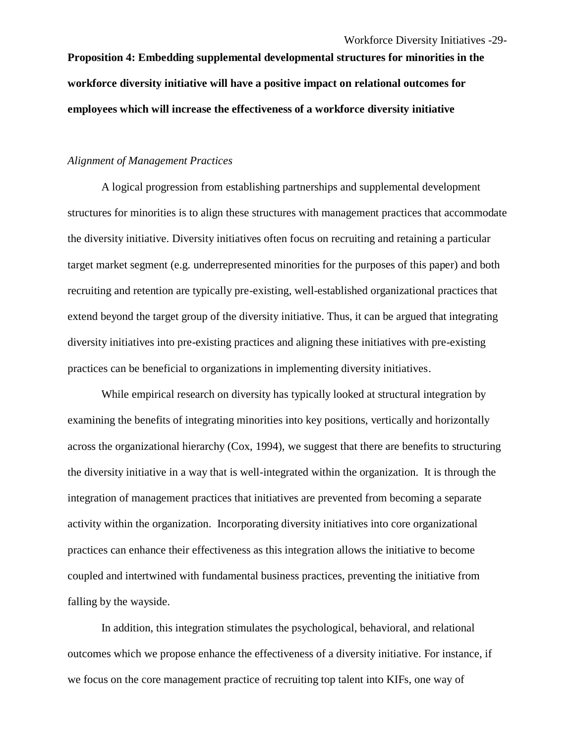**Proposition 4: Embedding supplemental developmental structures for minorities in the workforce diversity initiative will have a positive impact on relational outcomes for employees which will increase the effectiveness of a workforce diversity initiative**

*Alignment of Management Practices*

A logical progression from establishing partnerships and supplemental development structures for minorities is to align these structures with management practices that accommodate the diversity initiative. Diversity initiatives often focus on recruiting and retaining a particular target market segment (e.g. underrepresented minorities for the purposes of this paper) and both recruiting and retention are typically pre-existing, well-established organizational practices that extend beyond the target group of the diversity initiative. Thus, it can be argued that integrating diversity initiatives into pre-existing practices and aligning these initiatives with pre-existing practices can be beneficial to organizations in implementing diversity initiatives.

While empirical research on diversity has typically looked at structural integration by examining the benefits of integrating minorities into key positions, vertically and horizontally across the organizational hierarchy (Cox, 1994), we suggest that there are benefits to structuring the diversity initiative in a way that is well-integrated within the organization. It is through the integration of management practices that initiatives are prevented from becoming a separate activity within the organization. Incorporating diversity initiatives into core organizational practices can enhance their effectiveness as this integration allows the initiative to become coupled and intertwined with fundamental business practices, preventing the initiative from falling by the wayside.

In addition, this integration stimulates the psychological, behavioral, and relational outcomes which we propose enhance the effectiveness of a diversity initiative. For instance, if we focus on the core management practice of recruiting top talent into KIFs, one way of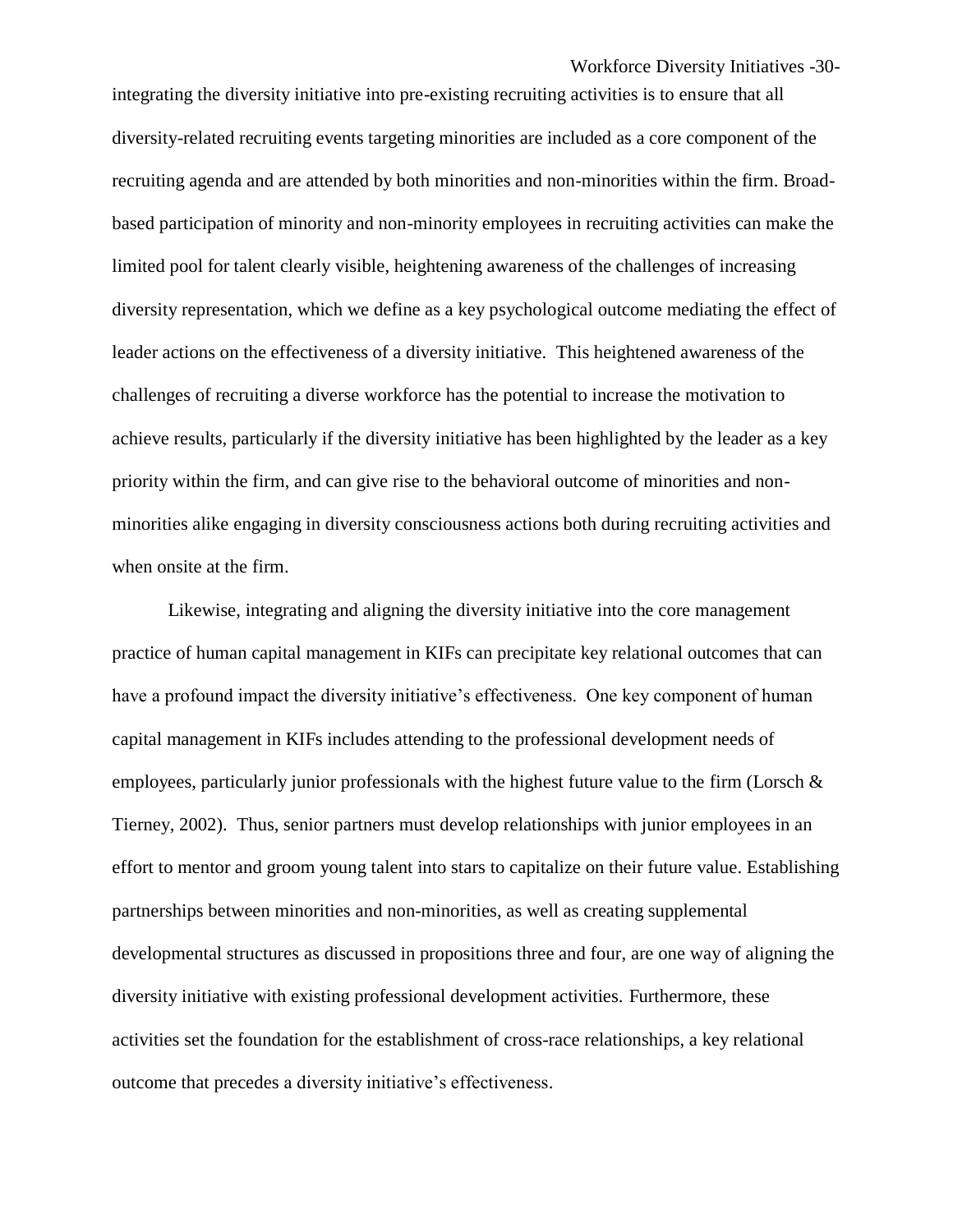integrating the diversity initiative into pre-existing recruiting activities is to ensure that all diversity-related recruiting events targeting minorities are included as a core component of the recruiting agenda and are attended by both minorities and non-minorities within the firm. Broad-based participation of minority and non-minority employees in recruiting activities can make the limited pool for talent clearly visible, heightening awareness of the challenges of increasing diversity representation, which we define as a key psychological outcome mediating the effect of leader actions on the effectiveness of a diversity initiative. This heightened awareness of the challenges of recruiting a diverse workforce has the potential to increase the motivation to achieve results, particularly if the diversity initiative has been highlighted by the leader as a key priority within the firm, and can give rise to the behavioral outcome of minorities and non-minorities alike engaging in diversity consciousness actions both during recruiting activities and when onsite at the firm.

Likewise, integrating and aligning the diversity initiative into the core management practice of human capital management in KIFs can precipitate key relational outcomes that can have a profound impact the diversity initiative's effectiveness. One key component of human capital management in KIFs includes attending to the professional development needs of employees, particularly junior professionals with the highest future value to the firm (Lorsch & Tierney, 2002). Thus, senior partners must develop relationships with junior employees in an effort to mentor and groom young talent into stars to capitalize on their future value. Establishing partnerships between minorities and non-minorities, as well as creating supplemental developmental structures as discussed in propositions three and four, are one way of aligning the diversity initiative with existing professional development activities. Furthermore, these activities set the foundation for the establishment of cross-race relationships, a key relational outcome that precedes a diversity initiative's effectiveness.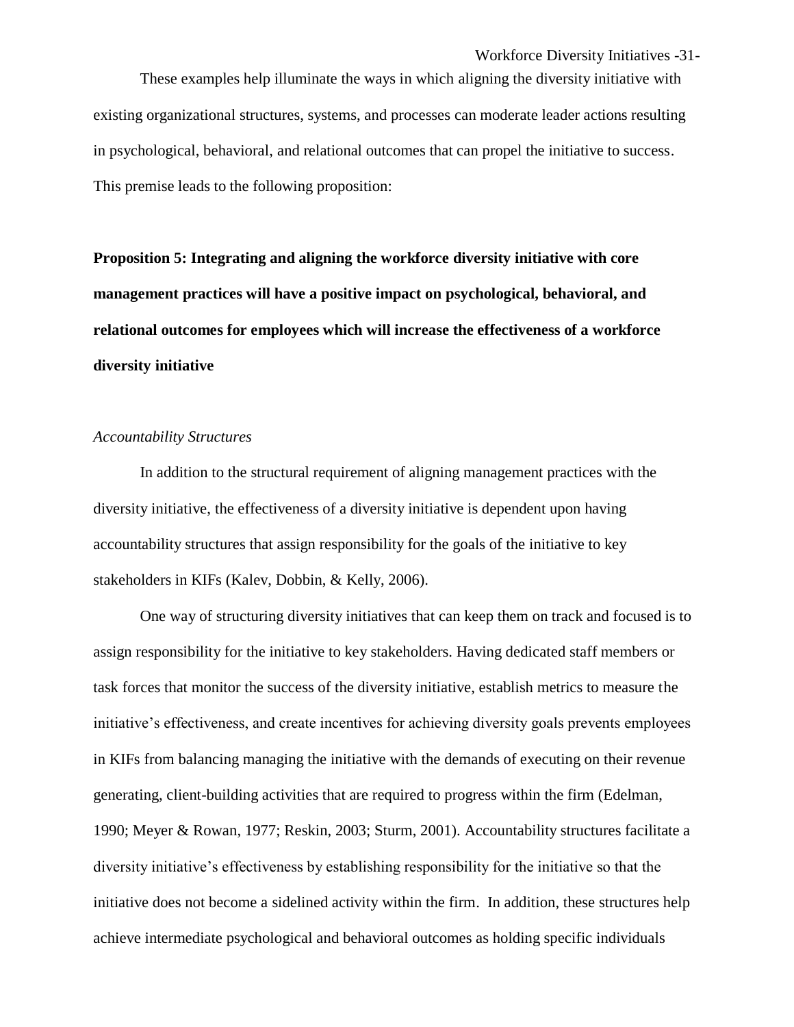These examples help illuminate the ways in which aligning the diversity initiative with existing organizational structures, systems, and processes can moderate leader actions resulting in psychological, behavioral, and relational outcomes that can propel the initiative to success. This premise leads to the following proposition:

**Proposition 5: Integrating and aligning the workforce diversity initiative with core management practices will have a positive impact on psychological, behavioral, and relational outcomes for employees which will increase the effectiveness of a workforce diversity initiative**

*Accountability Structures*

In addition to the structural requirement of aligning management practices with the diversity initiative, the effectiveness of a diversity initiative is dependent upon having accountability structures that assign responsibility for the goals of the initiative to key stakeholders in KIFs (Kalev, Dobbin, & Kelly, 2006).

One way of structuring diversity initiatives that can keep them on track and focused is to assign responsibility for the initiative to key stakeholders. Having dedicated staff members or task forces that monitor the success of the diversity initiative, establish metrics to measure the initiative's effectiveness, and create incentives for achieving diversity goals prevents employees in KIFs from balancing managing the initiative with the demands of executing on their revenue generating, client-building activities that are required to progress within the firm (Edelman, 1990; Meyer & Rowan, 1977; Reskin, 2003; Sturm, 2001). Accountability structures facilitate a diversity initiative's effectiveness by establishing responsibility for the initiative so that the initiative does not become a sidelined activity within the firm. In addition, these structures help achieve intermediate psychological and behavioral outcomes as holding specific individuals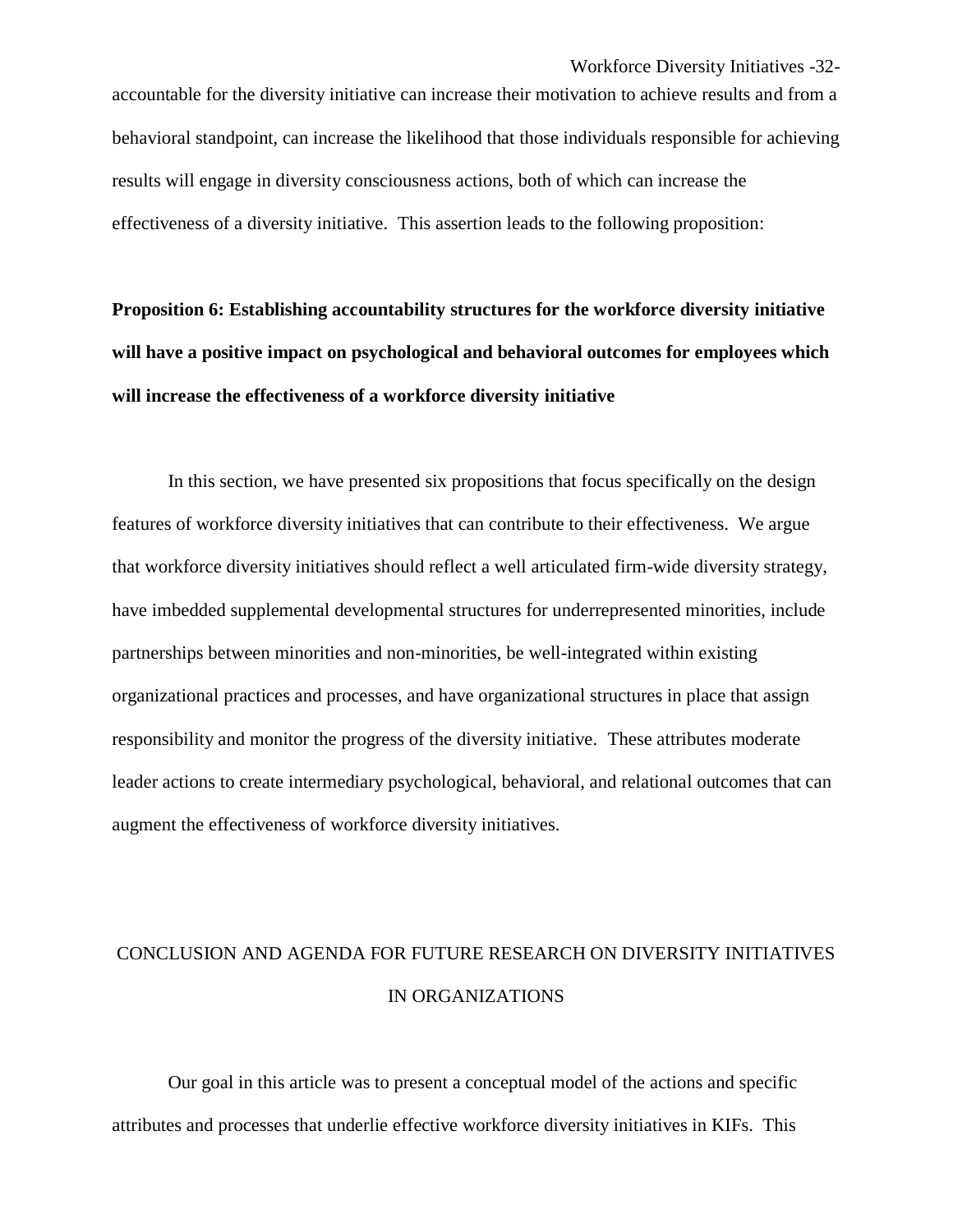accountable for the diversity initiative can increase their motivation to achieve results and from a behavioral standpoint, can increase the likelihood that those individuals responsible for achieving results will engage in diversity consciousness actions, both of which can increase the effectiveness of a diversity initiative. This assertion leads to the following proposition:

**Proposition 6: Establishing accountability structures for the workforce diversity initiative will have a positive impact on psychological and behavioral outcomes for employees which will increase the effectiveness of a workforce diversity initiative**

In this section, we have presented six propositions that focus specifically on the design features of workforce diversity initiatives that can contribute to their effectiveness. We argue that workforce diversity initiatives should reflect a well articulated firm-wide diversity strategy, have imbedded supplemental developmental structures for underrepresented minorities, include partnerships between minorities and non-minorities, be well-integrated within existing organizational practices and processes, and have organizational structures in place that assign responsibility and monitor the progress of the diversity initiative. These attributes moderate leader actions to create intermediary psychological, behavioral, and relational outcomes that can augment the effectiveness of workforce diversity initiatives.

## CONCLUSION AND AGENDA FOR FUTURE RESEARCH ON DIVERSITY INITIATIVES IN ORGANIZATIONS

Our goal in this article was to present a conceptual model of the actions and specific attributes and processes that underlie effective workforce diversity initiatives in KIFs. This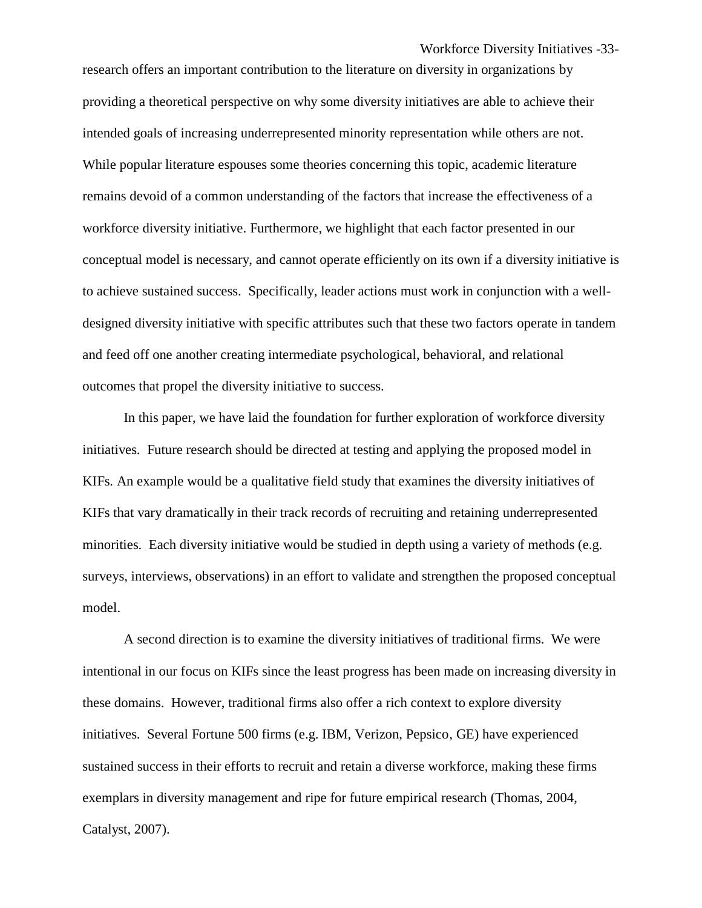research offers an important contribution to the literature on diversity in organizations by providing a theoretical perspective on why some diversity initiatives are able to achieve their intended goals of increasing underrepresented minority representation while others are not. While popular literature espouses some theories concerning this topic, academic literature remains devoid of a common understanding of the factors that increase the effectiveness of a workforce diversity initiative. Furthermore, we highlight that each factor presented in our conceptual model is necessary, and cannot operate efficiently on its own if a diversity initiative is to achieve sustained success. Specifically, leader actions must work in conjunction with a well-designed diversity initiative with specific attributes such that these two factors operate in tandem and feed off one another creating intermediate psychological, behavioral, and relational outcomes that propel the diversity initiative to success.

In this paper, we have laid the foundation for further exploration of workforce diversity initiatives. Future research should be directed at testing and applying the proposed model in KIFs. An example would be a qualitative field study that examines the diversity initiatives of KIFs that vary dramatically in their track records of recruiting and retaining underrepresented minorities. Each diversity initiative would be studied in depth using a variety of methods (e.g. surveys, interviews, observations) in an effort to validate and strengthen the proposed conceptual model.

A second direction is to examine the diversity initiatives of traditional firms. We were intentional in our focus on KIFs since the least progress has been made on increasing diversity in these domains. However, traditional firms also offer a rich context to explore diversity initiatives. Several Fortune 500 firms (e.g. IBM, Verizon, Pepsico, GE) have experienced sustained success in their efforts to recruit and retain a diverse workforce, making these firms exemplars in diversity management and ripe for future empirical research (Thomas, 2004, Catalyst, 2007).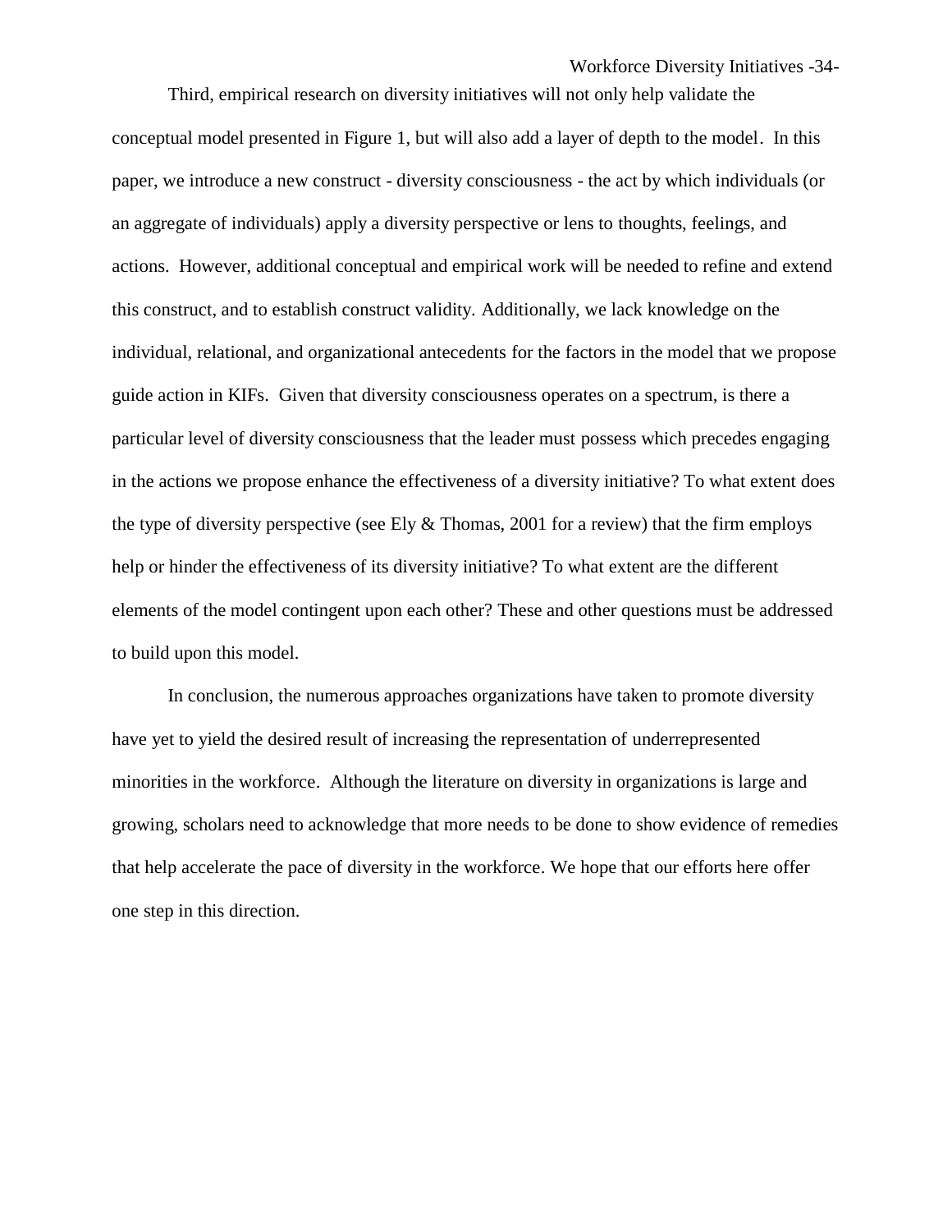Third, empirical research on diversity initiatives will not only help validate the conceptual model presented in Figure 1, but will also add a layer of depth to the model. In this paper, we introduce a new construct - diversity consciousness - the act by which individuals (or an aggregate of individuals) apply a diversity perspective or lens to thoughts, feelings, and actions. However, additional conceptual and empirical work will be needed to refine and extend this construct, and to establish construct validity. Additionally, we lack knowledge on the individual, relational, and organizational antecedents for the factors in the model that we propose guide action in KIFs. Given that diversity consciousness operates on a spectrum, is there a particular level of diversity consciousness that the leader must possess which precedes engaging in the actions we propose enhance the effectiveness of a diversity initiative? To what extent does the type of diversity perspective (see Ely & Thomas, 2001 for a review) that the firm employs help or hinder the effectiveness of its diversity initiative? To what extent are the different elements of the model contingent upon each other? These and other questions must be addressed to build upon this model.

In conclusion, the numerous approaches organizations have taken to promote diversity have yet to yield the desired result of increasing the representation of underrepresented minorities in the workforce. Although the literature on diversity in organizations is large and growing, scholars need to acknowledge that more needs to be done to show evidence of remedies that help accelerate the pace of diversity in the workforce. We hope that our efforts here offer one step in this direction.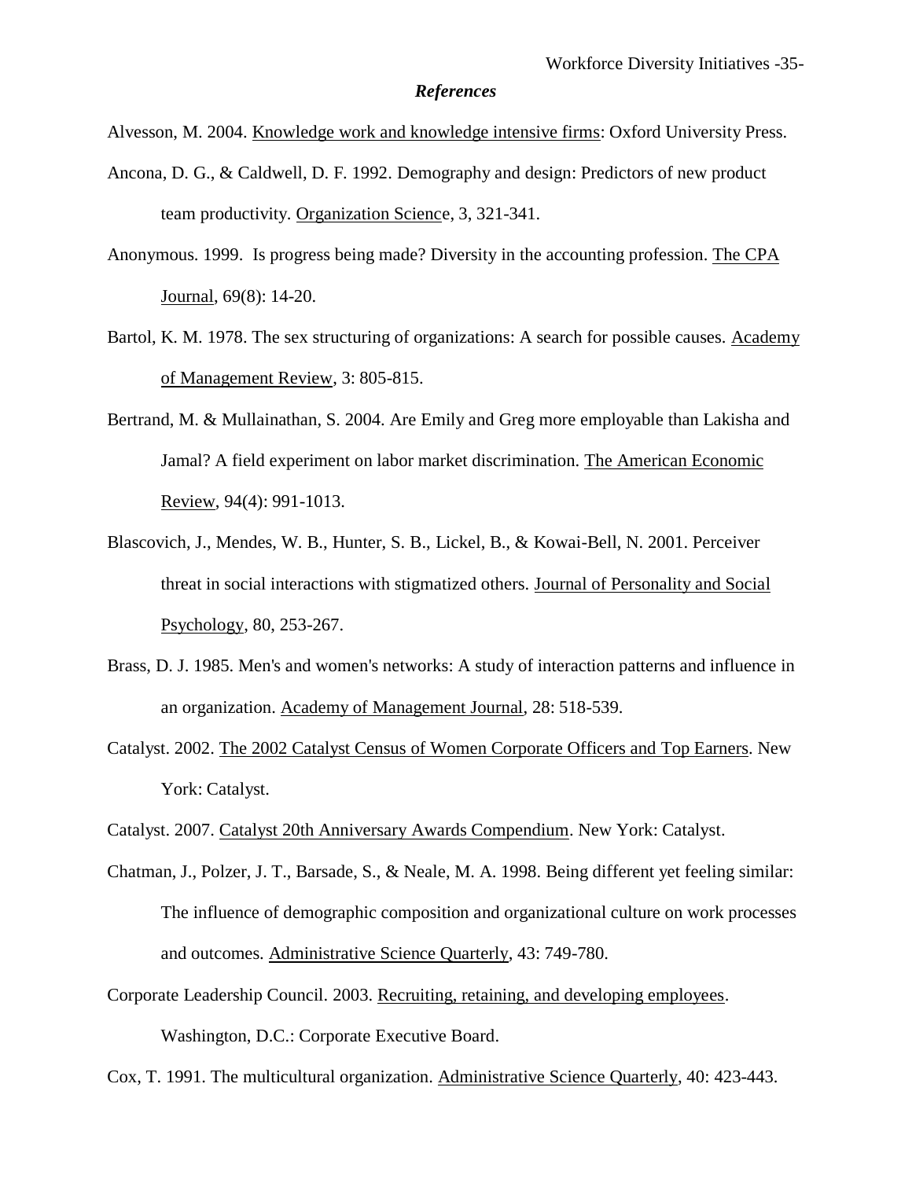## *References*

Alvesson, M. 2004. Knowledge work and knowledge intensive firms: Oxford University Press.

Ancona, D. G., & Caldwell, D. F. 1992. Demography and design: Predictors of new product team productivity. Organization Science, 3, 321-341.

Anonymous. 1999. Is progress being made? Diversity in the accounting profession. The CPA Journal, 69(8): 14-20.

Bartol, K. M. 1978. The sex structuring of organizations: A search for possible causes. Academy of Management Review, 3: 805-815.

Bertrand, M. & Mullainathan, S. 2004. Are Emily and Greg more employable than Lakisha and Jamal? A field experiment on labor market discrimination. The American Economic Review, 94(4): 991-1013.

Blascovich, J., Mendes, W. B., Hunter, S. B., Lickel, B., & Kowai-Bell, N. 2001. Perceiver threat in social interactions with stigmatized others. Journal of Personality and Social Psychology, 80, 253-267.

Brass, D. J. 1985. Men's and women's networks: A study of interaction patterns and influence in an organization. Academy of Management Journal, 28: 518-539.

Catalyst. 2002. The 2002 Catalyst Census of Women Corporate Officers and Top Earners. New York: Catalyst.

Catalyst. 2007. Catalyst 20th Anniversary Awards Compendium. New York: Catalyst.

Chatman, J., Polzer, J. T., Barsade, S., & Neale, M. A. 1998. Being different yet feeling similar: The influence of demographic composition and organizational culture on work processes and outcomes. Administrative Science Quarterly, 43: 749-780.

Corporate Leadership Council. 2003. Recruiting, retaining, and developing employees. Washington, D.C.: Corporate Executive Board.

Cox, T. 1991. The multicultural organization. Administrative Science Quarterly, 40: 423-443.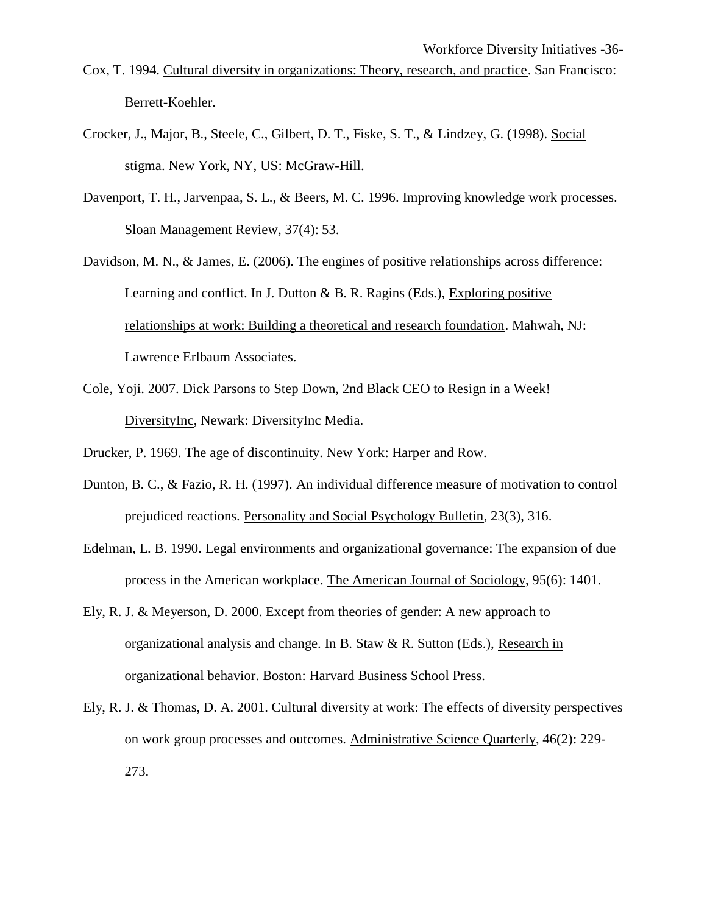Cox, T. 1994. Cultural diversity in organizations: Theory, research, and practice. San Francisco: Berrett-Koehler.

Crocker, J., Major, B., Steele, C., Gilbert, D. T., Fiske, S. T., & Lindzey, G. (1998). Social stigma. New York, NY, US: McGraw-Hill.

Davenport, T. H., Jarvenpaa, S. L., & Beers, M. C. 1996. Improving knowledge work processes. Sloan Management Review, 37(4): 53.

Davidson, M. N., & James, E. (2006). The engines of positive relationships across difference: Learning and conflict. In J. Dutton & B. R. Ragins (Eds.), Exploring positive relationships at work: Building a theoretical and research foundation. Mahwah, NJ: Lawrence Erlbaum Associates.

Cole, Yoji. 2007. Dick Parsons to Step Down, 2nd Black CEO to Resign in a Week! DiversityInc, Newark: DiversityInc Media.

Drucker, P. 1969. The age of discontinuity. New York: Harper and Row.

Dunton, B. C., & Fazio, R. H. (1997). An individual difference measure of motivation to control prejudiced reactions. Personality and Social Psychology Bulletin, 23(3), 316.

Edelman, L. B. 1990. Legal environments and organizational governance: The expansion of due process in the American workplace. The American Journal of Sociology, 95(6): 1401.

Ely, R. J. & Meyerson, D. 2000. Except from theories of gender: A new approach to organizational analysis and change. In B. Staw & R. Sutton (Eds.), Research in organizational behavior. Boston: Harvard Business School Press.

Ely, R. J. & Thomas, D. A. 2001. Cultural diversity at work: The effects of diversity perspectives on work group processes and outcomes. Administrative Science Quarterly, 46(2): 229-273.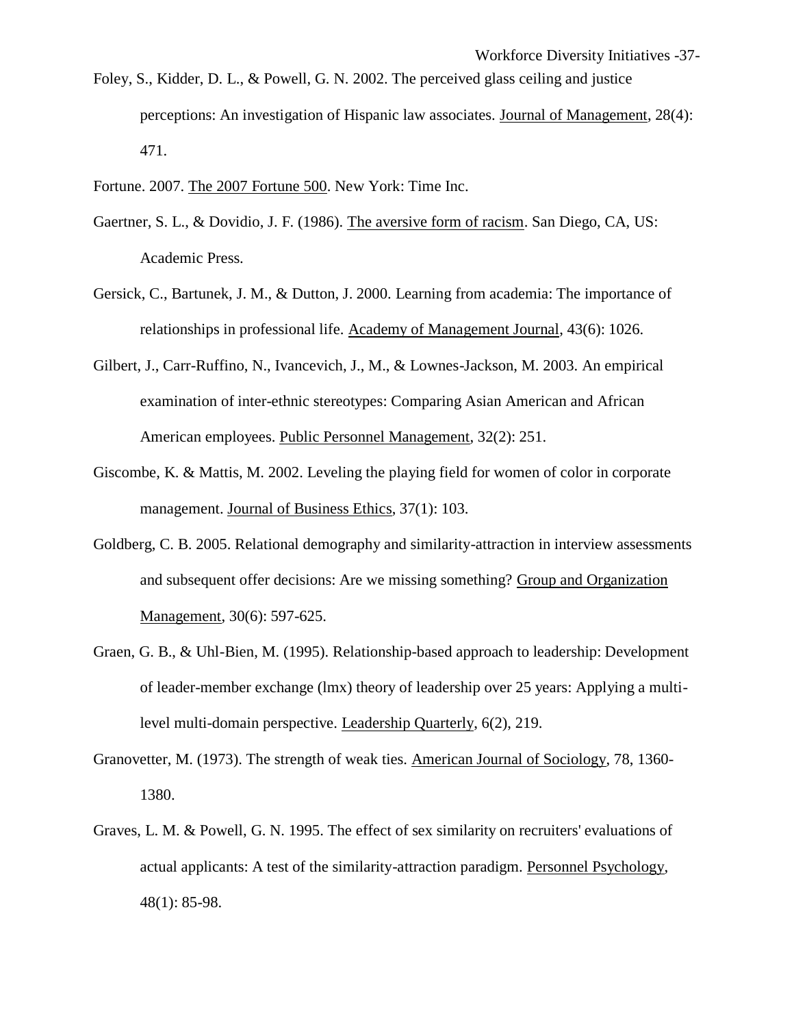Foley, S., Kidder, D. L., & Powell, G. N. 2002. The perceived glass ceiling and justice perceptions: An investigation of Hispanic law associates. Journal of Management, 28(4): 471.

Fortune. 2007. The 2007 Fortune 500. New York: Time Inc.

Gaertner, S. L., & Dovidio, J. F. (1986). The aversive form of racism. San Diego, CA, US: Academic Press.

Gersick, C., Bartunek, J. M., & Dutton, J. 2000. Learning from academia: The importance of relationships in professional life. Academy of Management Journal, 43(6): 1026.

Gilbert, J., Carr-Ruffino, N., Ivancevich, J., M., & Lownes-Jackson, M. 2003. An empirical examination of inter-ethnic stereotypes: Comparing Asian American and African American employees. Public Personnel Management, 32(2): 251.

Giscombe, K. & Mattis, M. 2002. Leveling the playing field for women of color in corporate management. Journal of Business Ethics, 37(1): 103.

Goldberg, C. B. 2005. Relational demography and similarity-attraction in interview assessments and subsequent offer decisions: Are we missing something? Group and Organization Management, 30(6): 597-625.

Graen, G. B., & Uhl-Bien, M. (1995). Relationship-based approach to leadership: Development of leader-member exchange (lmx) theory of leadership over 25 years: Applying a multi-level multi-domain perspective. Leadership Quarterly, 6(2), 219.

Granovetter, M. (1973). The strength of weak ties. American Journal of Sociology, 78, 1360-1380.

Graves, L. M. & Powell, G. N. 1995. The effect of sex similarity on recruiters' evaluations of actual applicants: A test of the similarity-attraction paradigm. Personnel Psychology, 48(1): 85-98.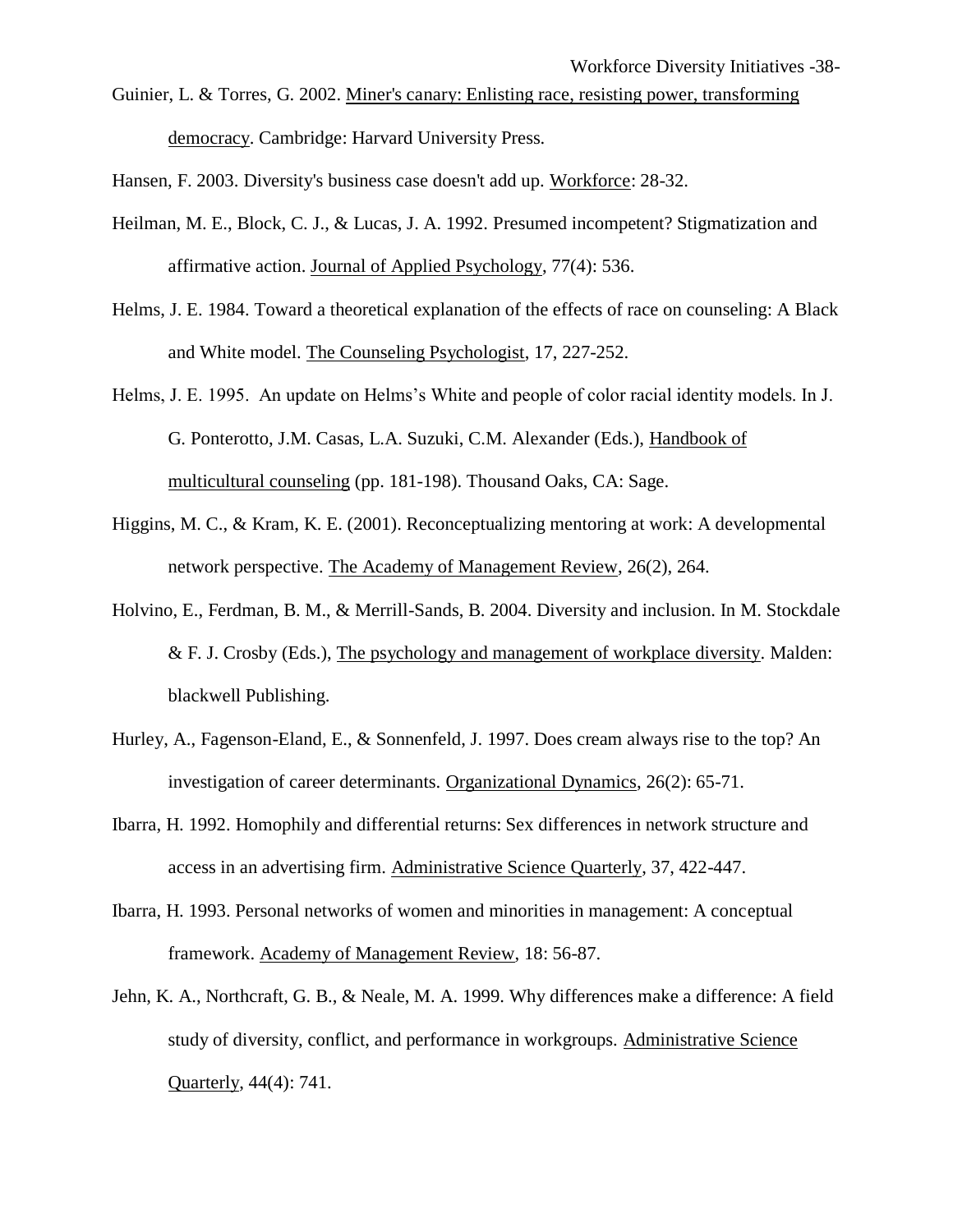Guinier, L. & Torres, G. 2002. Miner's canary: Enlisting race, resisting power, transforming democracy. Cambridge: Harvard University Press.

Hansen, F. 2003. Diversity's business case doesn't add up. Workforce: 28-32.

Heilman, M. E., Block, C. J., & Lucas, J. A. 1992. Presumed incompetent? Stigmatization and affirmative action. Journal of Applied Psychology, 77(4): 536.

Helms, J. E. 1984. Toward a theoretical explanation of the effects of race on counseling: A Black and White model. The Counseling Psychologist, 17, 227-252.

Helms, J. E. 1995. An update on Helms's White and people of color racial identity models. In J. G. Ponterotto, J.M. Casas, L.A. Suzuki, C.M. Alexander (Eds.), Handbook of multicultural counseling (pp. 181-198). Thousand Oaks, CA: Sage.

Higgins, M. C., & Kram, K. E. (2001). Reconceptualizing mentoring at work: A developmental network perspective. The Academy of Management Review, 26(2), 264.

Holvino, E., Ferdman, B. M., & Merrill-Sands, B. 2004. Diversity and inclusion. In M. Stockdale & F. J. Crosby (Eds.), The psychology and management of workplace diversity. Malden: blackwell Publishing.

Hurley, A., Fagenson-Eland, E., & Sonnenfeld, J. 1997. Does cream always rise to the top? An investigation of career determinants. Organizational Dynamics, 26(2): 65-71.

Ibarra, H. 1992. Homophily and differential returns: Sex differences in network structure and access in an advertising firm. Administrative Science Quarterly, 37, 422-447.

Ibarra, H. 1993. Personal networks of women and minorities in management: A conceptual framework. Academy of Management Review, 18: 56-87.

Jehn, K. A., Northcraft, G. B., & Neale, M. A. 1999. Why differences make a difference: A field study of diversity, conflict, and performance in workgroups. Administrative Science Quarterly, 44(4): 741.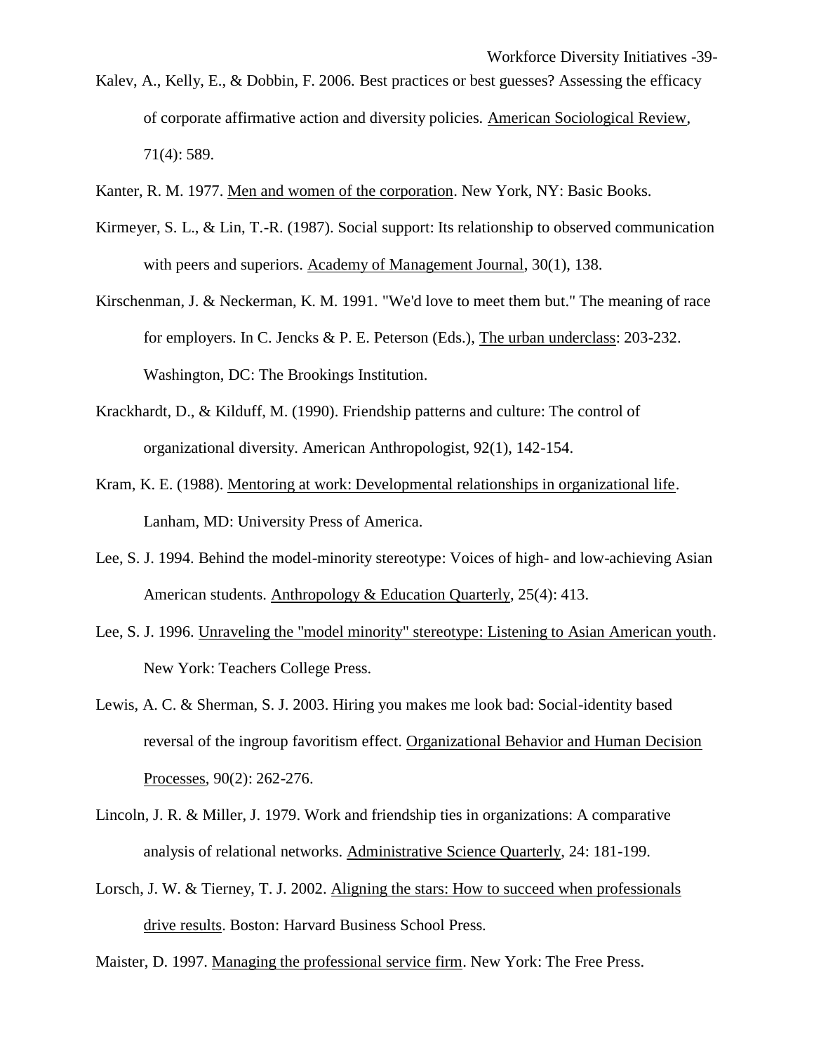Kalev, A., Kelly, E., & Dobbin, F. 2006. Best practices or best guesses? Assessing the efficacy of corporate affirmative action and diversity policies. American Sociological Review, 71(4): 589.

Kanter, R. M. 1977. Men and women of the corporation. New York, NY: Basic Books.

Kirmeyer, S. L., & Lin, T.-R. (1987). Social support: Its relationship to observed communication with peers and superiors. Academy of Management Journal, 30(1), 138.

Kirschenman, J. & Neckerman, K. M. 1991. "We'd love to meet them but." The meaning of race for employers. In C. Jencks & P. E. Peterson (Eds.), The urban underclass: 203-232. Washington, DC: The Brookings Institution.

Krackhardt, D., & Kilduff, M. (1990). Friendship patterns and culture: The control of organizational diversity. American Anthropologist, 92(1), 142-154.

Kram, K. E. (1988). Mentoring at work: Developmental relationships in organizational life. Lanham, MD: University Press of America.

Lee, S. J. 1994. Behind the model-minority stereotype: Voices of high- and low-achieving Asian American students. Anthropology & Education Quarterly, 25(4): 413.

Lee, S. J. 1996. Unraveling the "model minority" stereotype: Listening to Asian American youth. New York: Teachers College Press.

Lewis, A. C. & Sherman, S. J. 2003. Hiring you makes me look bad: Social-identity based reversal of the ingroup favoritism effect. Organizational Behavior and Human Decision Processes, 90(2): 262-276.

Lincoln, J. R. & Miller, J. 1979. Work and friendship ties in organizations: A comparative analysis of relational networks. Administrative Science Quarterly, 24: 181-199.

Lorsch, J. W. & Tierney, T. J. 2002. Aligning the stars: How to succeed when professionals drive results. Boston: Harvard Business School Press.

Maister, D. 1997. Managing the professional service firm. New York: The Free Press.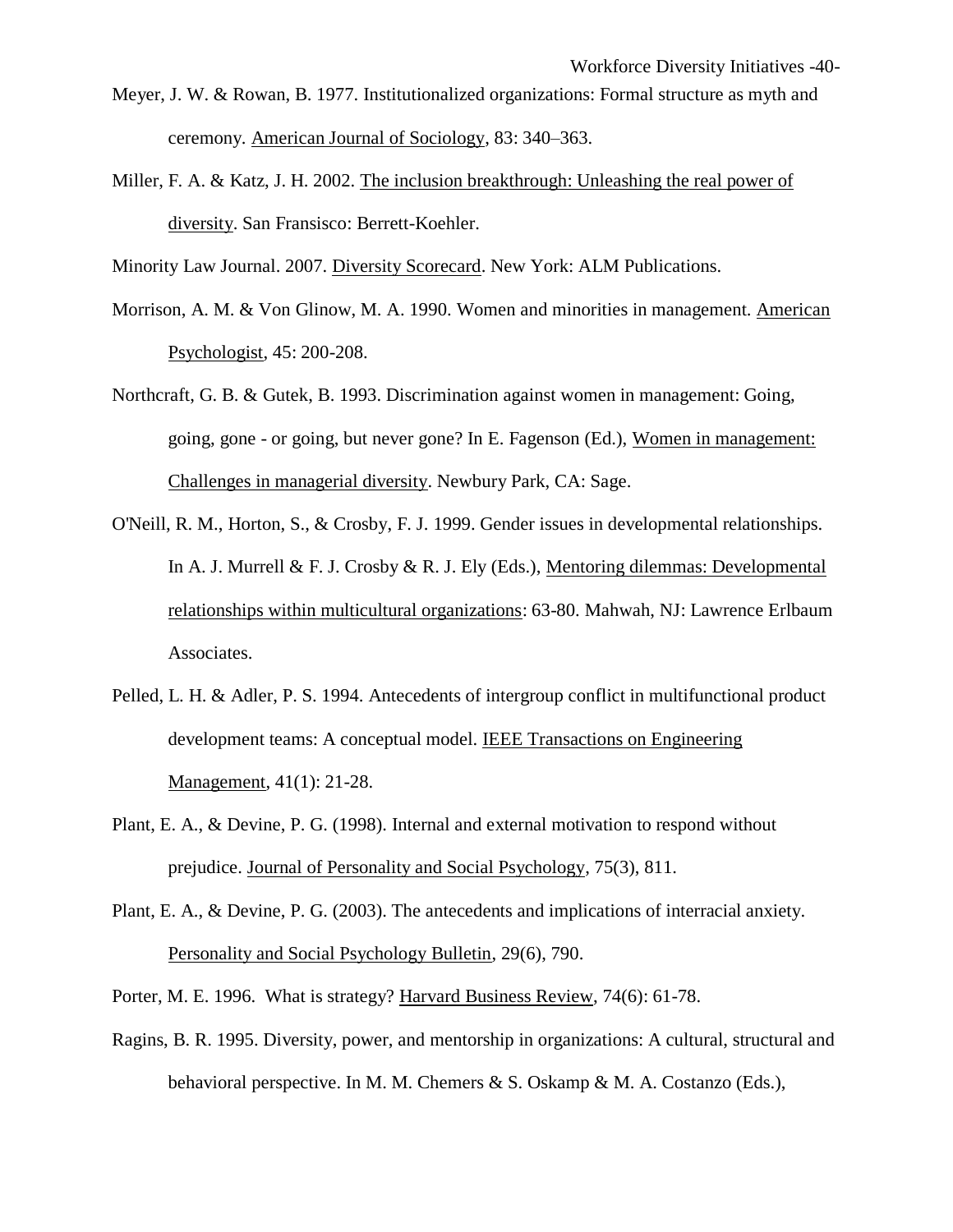Meyer, J. W. & Rowan, B. 1977. Institutionalized organizations: Formal structure as myth and ceremony. American Journal of Sociology, 83: 340–363.

Miller, F. A. & Katz, J. H. 2002. The inclusion breakthrough: Unleashing the real power of diversity. San Fransisco: Berrett-Koehler.

Minority Law Journal. 2007. Diversity Scorecard. New York: ALM Publications.

Morrison, A. M. & Von Glinow, M. A. 1990. Women and minorities in management. American Psychologist, 45: 200-208.

Northcraft, G. B. & Gutek, B. 1993. Discrimination against women in management: Going, going, gone - or going, but never gone? In E. Fagenson (Ed.), Women in management: Challenges in managerial diversity. Newbury Park, CA: Sage.

O'Neill, R. M., Horton, S., & Crosby, F. J. 1999. Gender issues in developmental relationships. In A. J. Murrell & F. J. Crosby & R. J. Ely (Eds.), Mentoring dilemmas: Developmental relationships within multicultural organizations: 63-80. Mahwah, NJ: Lawrence Erlbaum Associates.

Pelled, L. H. & Adler, P. S. 1994. Antecedents of intergroup conflict in multifunctional product development teams: A conceptual model. IEEE Transactions on Engineering Management, 41(1): 21-28.

Plant, E. A., & Devine, P. G. (1998). Internal and external motivation to respond without prejudice. Journal of Personality and Social Psychology, 75(3), 811.

Plant, E. A., & Devine, P. G. (2003). The antecedents and implications of interracial anxiety. Personality and Social Psychology Bulletin, 29(6), 790.

Porter, M. E. 1996. What is strategy? Harvard Business Review, 74(6): 61-78.

Ragins, B. R. 1995. Diversity, power, and mentorship in organizations: A cultural, structural and behavioral perspective. In M. M. Chemers & S. Oskamp & M. A. Costanzo (Eds.),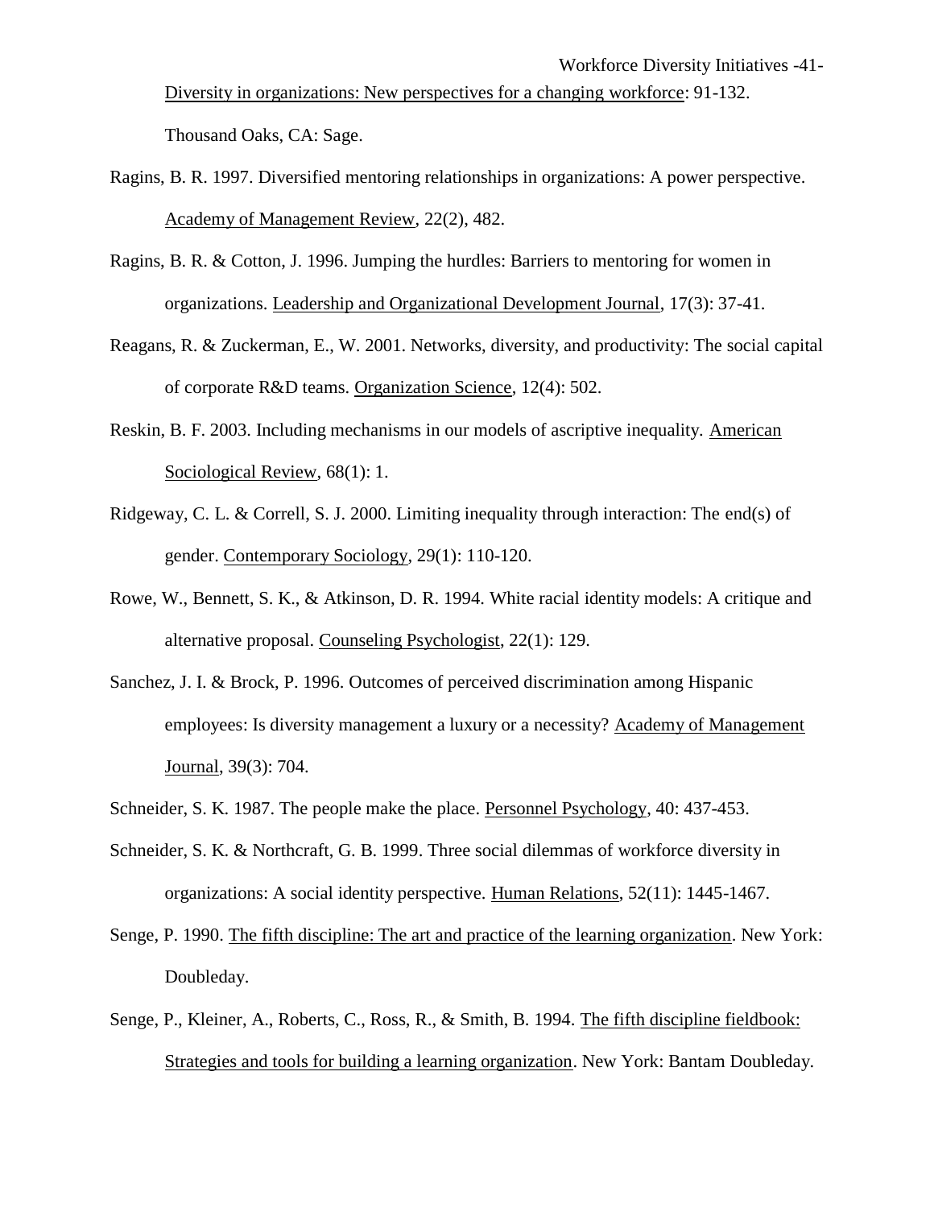Diversity in organizations: New perspectives for a changing workforce: 91-132. Thousand Oaks, CA: Sage.

Ragins, B. R. 1997. Diversified mentoring relationships in organizations: A power perspective. Academy of Management Review, 22(2), 482.

Ragins, B. R. & Cotton, J. 1996. Jumping the hurdles: Barriers to mentoring for women in organizations. Leadership and Organizational Development Journal, 17(3): 37-41.

Reagans, R. & Zuckerman, E., W. 2001. Networks, diversity, and productivity: The social capital of corporate R&D teams. Organization Science, 12(4): 502.

Reskin, B. F. 2003. Including mechanisms in our models of ascriptive inequality. American Sociological Review, 68(1): 1.

Ridgeway, C. L. & Correll, S. J. 2000. Limiting inequality through interaction: The end(s) of gender. Contemporary Sociology, 29(1): 110-120.

Rowe, W., Bennett, S. K., & Atkinson, D. R. 1994. White racial identity models: A critique and alternative proposal. Counseling Psychologist, 22(1): 129.

Sanchez, J. I. & Brock, P. 1996. Outcomes of perceived discrimination among Hispanic employees: Is diversity management a luxury or a necessity? Academy of Management Journal, 39(3): 704.

Schneider, S. K. 1987. The people make the place. Personnel Psychology, 40: 437-453.

Schneider, S. K. & Northcraft, G. B. 1999. Three social dilemmas of workforce diversity in organizations: A social identity perspective. Human Relations, 52(11): 1445-1467.

Senge, P. 1990. The fifth discipline: The art and practice of the learning organization. New York: Doubleday.

Senge, P., Kleiner, A., Roberts, C., Ross, R., & Smith, B. 1994. The fifth discipline fieldbook: Strategies and tools for building a learning organization. New York: Bantam Doubleday.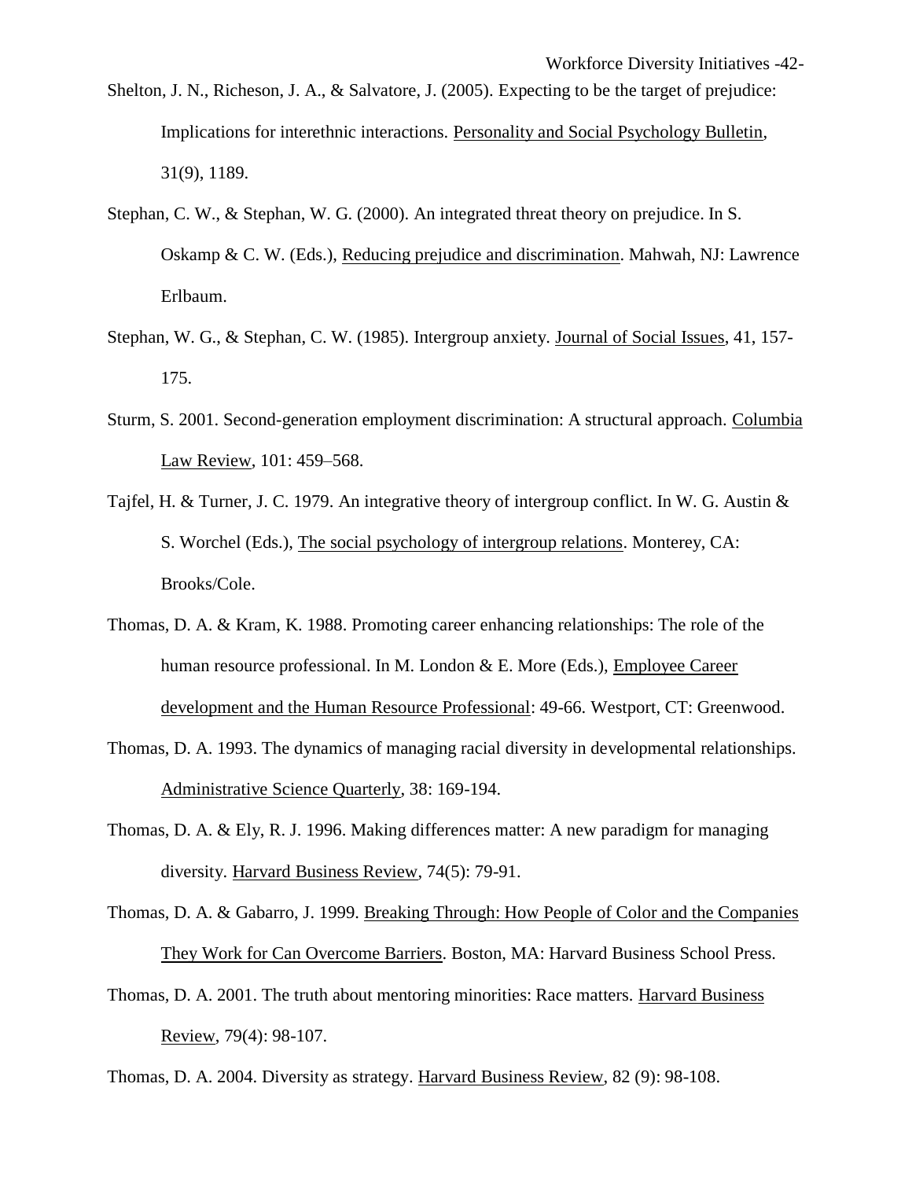Shelton, J. N., Richeson, J. A., & Salvatore, J. (2005). Expecting to be the target of prejudice: Implications for interethnic interactions. Personality and Social Psychology Bulletin, 31(9), 1189.

Stephan, C. W., & Stephan, W. G. (2000). An integrated threat theory on prejudice. In S. Oskamp & C. W. (Eds.), Reducing prejudice and discrimination. Mahwah, NJ: Lawrence Erlbaum.

Stephan, W. G., & Stephan, C. W. (1985). Intergroup anxiety. Journal of Social Issues, 41, 157-175.

Sturm, S. 2001. Second-generation employment discrimination: A structural approach. Columbia Law Review, 101: 459–568.

Tajfel, H. & Turner, J. C. 1979. An integrative theory of intergroup conflict. In W. G. Austin & S. Worchel (Eds.), The social psychology of intergroup relations. Monterey, CA: Brooks/Cole.

Thomas, D. A. & Kram, K. 1988. Promoting career enhancing relationships: The role of the human resource professional. In M. London & E. More (Eds.), Employee Career development and the Human Resource Professional: 49-66. Westport, CT: Greenwood.

Thomas, D. A. 1993. The dynamics of managing racial diversity in developmental relationships. Administrative Science Quarterly, 38: 169-194.

Thomas, D. A. & Ely, R. J. 1996. Making differences matter: A new paradigm for managing diversity. Harvard Business Review, 74(5): 79-91.

Thomas, D. A. & Gabarro, J. 1999. Breaking Through: How People of Color and the Companies They Work for Can Overcome Barriers. Boston, MA: Harvard Business School Press.

Thomas, D. A. 2001. The truth about mentoring minorities: Race matters. Harvard Business Review, 79(4): 98-107.

Thomas, D. A. 2004. Diversity as strategy. Harvard Business Review, 82 (9): 98-108.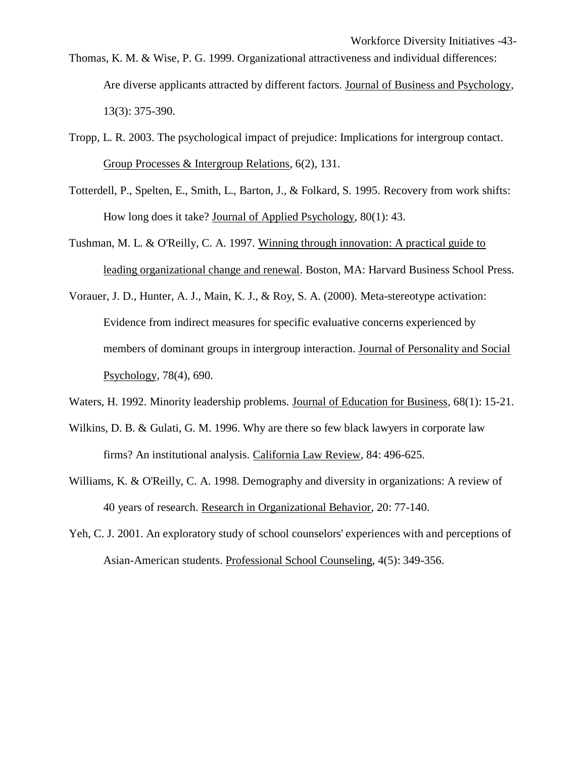Thomas, K. M. & Wise, P. G. 1999. Organizational attractiveness and individual differences: Are diverse applicants attracted by different factors. Journal of Business and Psychology, 13(3): 375-390.

Tropp, L. R. 2003. The psychological impact of prejudice: Implications for intergroup contact. Group Processes & Intergroup Relations, 6(2), 131.

Totterdell, P., Spelten, E., Smith, L., Barton, J., & Folkard, S. 1995. Recovery from work shifts: How long does it take? Journal of Applied Psychology, 80(1): 43.

Tushman, M. L. & O'Reilly, C. A. 1997. Winning through innovation: A practical guide to leading organizational change and renewal. Boston, MA: Harvard Business School Press.

Vorauer, J. D., Hunter, A. J., Main, K. J., & Roy, S. A. (2000). Meta-stereotype activation: Evidence from indirect measures for specific evaluative concerns experienced by members of dominant groups in intergroup interaction. Journal of Personality and Social Psychology, 78(4), 690.

Waters, H. 1992. Minority leadership problems. Journal of Education for Business, 68(1): 15-21.

Wilkins, D. B. & Gulati, G. M. 1996. Why are there so few black lawyers in corporate law firms? An institutional analysis. California Law Review, 84: 496-625.

Williams, K. & O'Reilly, C. A. 1998. Demography and diversity in organizations: A review of 40 years of research. Research in Organizational Behavior, 20: 77-140.

Yeh, C. J. 2001. An exploratory study of school counselors' experiences with and perceptions of Asian-American students. Professional School Counseling, 4(5): 349-356.